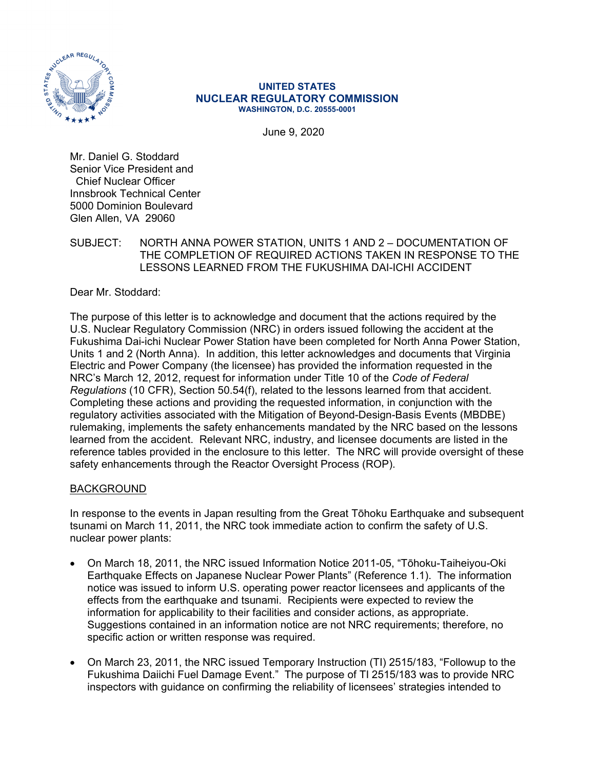**UNITED STATES**
**NUCLEAR REGULATORY COMMISSION**
**WASHINGTON, D.C. 20555-0001**

June 9, 2020

Mr. Daniel G. Stoddard
Senior Vice President and
Chief Nuclear Officer
Innsbrook Technical Center
5000 Dominion Boulevard
Glen Allen, VA 29060

SUBJECT: NORTH ANNA POWER STATION, UNITS 1 AND 2 – DOCUMENTATION OF THE COMPLETION OF REQUIRED ACTIONS TAKEN IN RESPONSE TO THE LESSONS LEARNED FROM THE FUKUSHIMA DAI-ICHI ACCIDENT

Dear Mr. Stoddard:

The purpose of this letter is to acknowledge and document that the actions required by the U.S. Nuclear Regulatory Commission (NRC) in orders issued following the accident at the Fukushima Dai-ichi Nuclear Power Station have been completed for North Anna Power Station, Units 1 and 2 (North Anna). In addition, this letter acknowledges and documents that Virginia Electric and Power Company (the licensee) has provided the information requested in the NRC's March 12, 2012, request for information under Title 10 of the *Code of Federal Regulations* (10 CFR), Section 50.54(f), related to the lessons learned from that accident. Completing these actions and providing the requested information, in conjunction with the regulatory activities associated with the Mitigation of Beyond-Design-Basis Events (MBDBE) rulemaking, implements the safety enhancements mandated by the NRC based on the lessons learned from the accident. Relevant NRC, industry, and licensee documents are listed in the reference tables provided in the enclosure to this letter. The NRC will provide oversight of these safety enhancements through the Reactor Oversight Process (ROP).

BACKGROUND

In response to the events in Japan resulting from the Great Tōhoku Earthquake and subsequent tsunami on March 11, 2011, the NRC took immediate action to confirm the safety of U.S. nuclear power plants:

- On March 18, 2011, the NRC issued Information Notice 2011-05, "Tōhoku-Taiheiyou-Oki Earthquake Effects on Japanese Nuclear Power Plants" (Reference 1.1). The information notice was issued to inform U.S. operating power reactor licensees and applicants of the effects from the earthquake and tsunami. Recipients were expected to review the information for applicability to their facilities and consider actions, as appropriate. Suggestions contained in an information notice are not NRC requirements; therefore, no specific action or written response was required.
- On March 23, 2011, the NRC issued Temporary Instruction (TI) 2515/183, "Followup to the Fukushima Daiichi Fuel Damage Event." The purpose of TI 2515/183 was to provide NRC inspectors with guidance on confirming the reliability of licensees' strategies intended to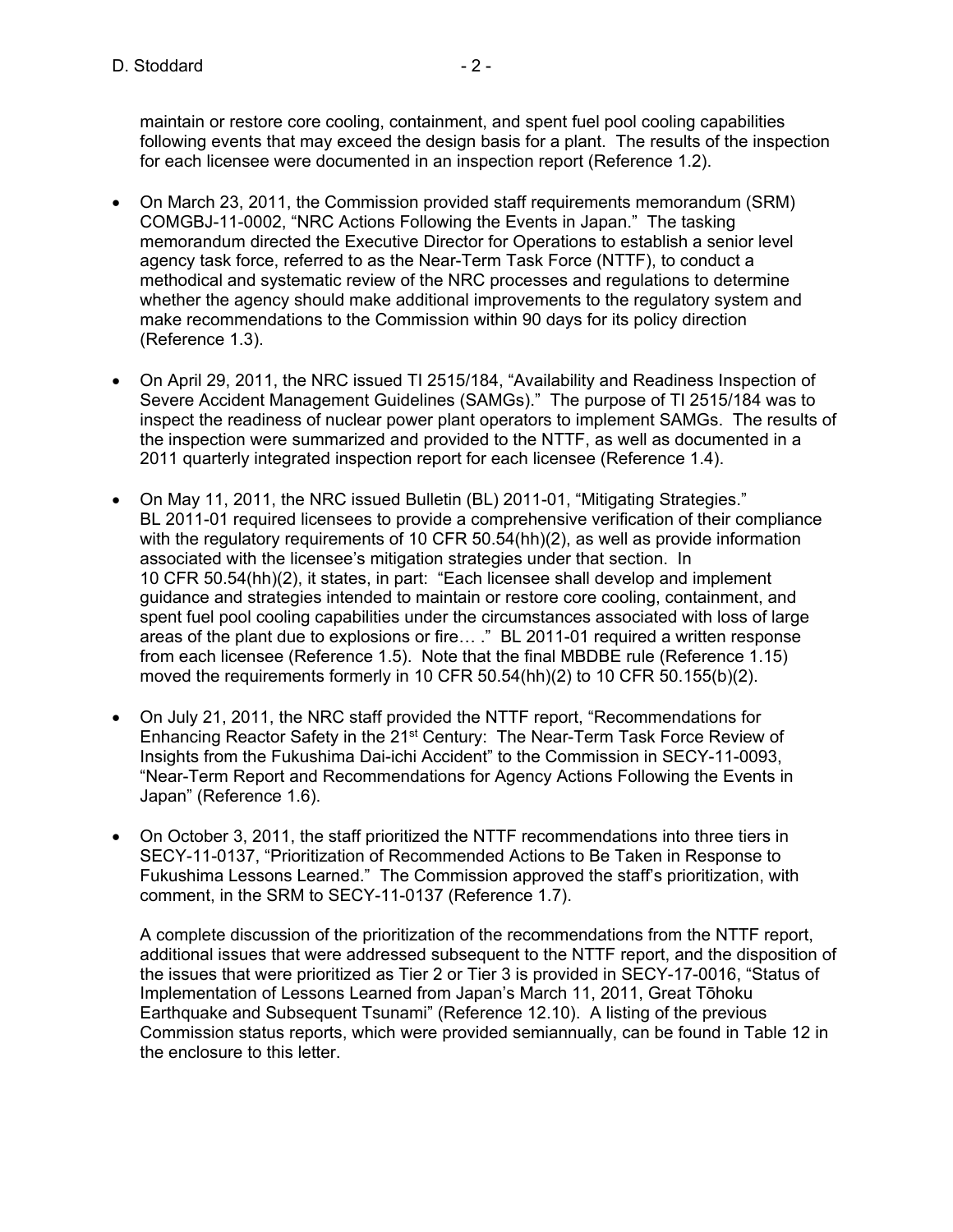maintain or restore core cooling, containment, and spent fuel pool cooling capabilities following events that may exceed the design basis for a plant. The results of the inspection for each licensee were documented in an inspection report (Reference 1.2).

- On March 23, 2011, the Commission provided staff requirements memorandum (SRM) COMGBJ-11-0002, "NRC Actions Following the Events in Japan." The tasking memorandum directed the Executive Director for Operations to establish a senior level agency task force, referred to as the Near-Term Task Force (NTTF), to conduct a methodical and systematic review of the NRC processes and regulations to determine whether the agency should make additional improvements to the regulatory system and make recommendations to the Commission within 90 days for its policy direction (Reference 1.3).

- On April 29, 2011, the NRC issued TI 2515/184, "Availability and Readiness Inspection of Severe Accident Management Guidelines (SAMGs)." The purpose of TI 2515/184 was to inspect the readiness of nuclear power plant operators to implement SAMGs. The results of the inspection were summarized and provided to the NTTF, as well as documented in a 2011 quarterly integrated inspection report for each licensee (Reference 1.4).

- On May 11, 2011, the NRC issued Bulletin (BL) 2011-01, "Mitigating Strategies." BL 2011-01 required licensees to provide a comprehensive verification of their compliance with the regulatory requirements of 10 CFR 50.54(hh)(2), as well as provide information associated with the licensee's mitigation strategies under that section. In 10 CFR 50.54(hh)(2), it states, in part: "Each licensee shall develop and implement guidance and strategies intended to maintain or restore core cooling, containment, and spent fuel pool cooling capabilities under the circumstances associated with loss of large areas of the plant due to explosions or fire… ." BL 2011-01 required a written response from each licensee (Reference 1.5). Note that the final MBDBE rule (Reference 1.15) moved the requirements formerly in 10 CFR 50.54(hh)(2) to 10 CFR 50.155(b)(2).

- On July 21, 2011, the NRC staff provided the NTTF report, "Recommendations for Enhancing Reactor Safety in the 21st Century: The Near-Term Task Force Review of Insights from the Fukushima Dai-ichi Accident" to the Commission in SECY-11-0093, "Near-Term Report and Recommendations for Agency Actions Following the Events in Japan" (Reference 1.6).

- On October 3, 2011, the staff prioritized the NTTF recommendations into three tiers in SECY-11-0137, "Prioritization of Recommended Actions to Be Taken in Response to Fukushima Lessons Learned." The Commission approved the staff's prioritization, with comment, in the SRM to SECY-11-0137 (Reference 1.7).

  A complete discussion of the prioritization of the recommendations from the NTTF report, additional issues that were addressed subsequent to the NTTF report, and the disposition of the issues that were prioritized as Tier 2 or Tier 3 is provided in SECY-17-0016, "Status of Implementation of Lessons Learned from Japan's March 11, 2011, Great Tōhoku Earthquake and Subsequent Tsunami" (Reference 12.10). A listing of the previous Commission status reports, which were provided semiannually, can be found in Table 12 in the enclosure to this letter.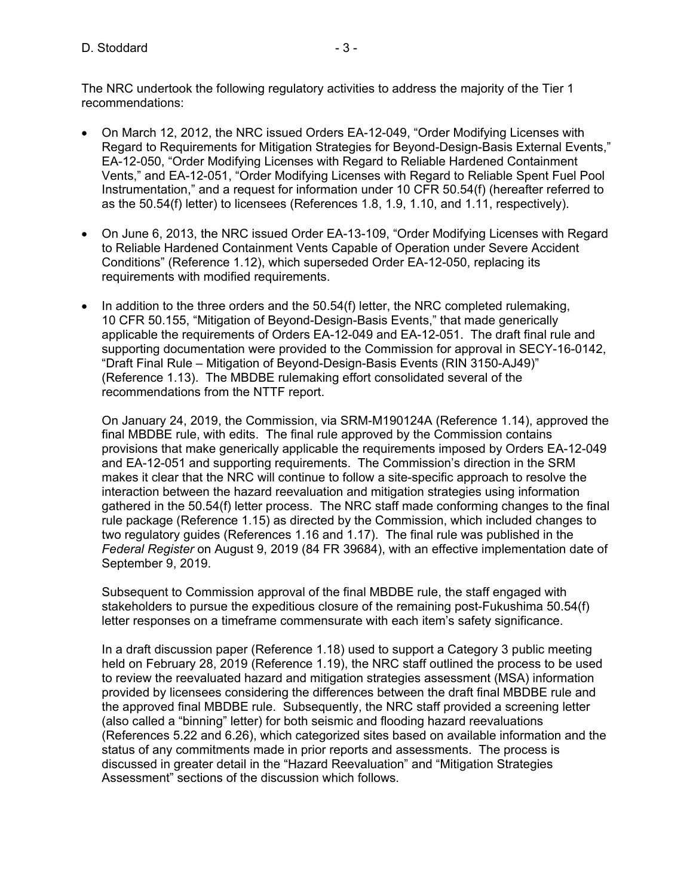The NRC undertook the following regulatory activities to address the majority of the Tier 1 recommendations:

- On March 12, 2012, the NRC issued Orders EA-12-049, "Order Modifying Licenses with Regard to Requirements for Mitigation Strategies for Beyond-Design-Basis External Events," EA-12-050, "Order Modifying Licenses with Regard to Reliable Hardened Containment Vents," and EA-12-051, "Order Modifying Licenses with Regard to Reliable Spent Fuel Pool Instrumentation," and a request for information under 10 CFR 50.54(f) (hereafter referred to as the 50.54(f) letter) to licensees (References 1.8, 1.9, 1.10, and 1.11, respectively).

- On June 6, 2013, the NRC issued Order EA-13-109, "Order Modifying Licenses with Regard to Reliable Hardened Containment Vents Capable of Operation under Severe Accident Conditions" (Reference 1.12), which superseded Order EA-12-050, replacing its requirements with modified requirements.

- In addition to the three orders and the 50.54(f) letter, the NRC completed rulemaking, 10 CFR 50.155, "Mitigation of Beyond-Design-Basis Events," that made generically applicable the requirements of Orders EA-12-049 and EA-12-051. The draft final rule and supporting documentation were provided to the Commission for approval in SECY-16-0142, "Draft Final Rule – Mitigation of Beyond-Design-Basis Events (RIN 3150-AJ49)" (Reference 1.13). The MBDBE rulemaking effort consolidated several of the recommendations from the NTTF report.

  On January 24, 2019, the Commission, via SRM-M190124A (Reference 1.14), approved the final MBDBE rule, with edits. The final rule approved by the Commission contains provisions that make generically applicable the requirements imposed by Orders EA-12-049 and EA-12-051 and supporting requirements. The Commission's direction in the SRM makes it clear that the NRC will continue to follow a site-specific approach to resolve the interaction between the hazard reevaluation and mitigation strategies using information gathered in the 50.54(f) letter process. The NRC staff made conforming changes to the final rule package (Reference 1.15) as directed by the Commission, which included changes to two regulatory guides (References 1.16 and 1.17). The final rule was published in the *Federal Register* on August 9, 2019 (84 FR 39684), with an effective implementation date of September 9, 2019.

  Subsequent to Commission approval of the final MBDBE rule, the staff engaged with stakeholders to pursue the expeditious closure of the remaining post-Fukushima 50.54(f) letter responses on a timeframe commensurate with each item's safety significance.

  In a draft discussion paper (Reference 1.18) used to support a Category 3 public meeting held on February 28, 2019 (Reference 1.19), the NRC staff outlined the process to be used to review the reevaluated hazard and mitigation strategies assessment (MSA) information provided by licensees considering the differences between the draft final MBDBE rule and the approved final MBDBE rule. Subsequently, the NRC staff provided a screening letter (also called a "binning" letter) for both seismic and flooding hazard reevaluations (References 5.22 and 6.26), which categorized sites based on available information and the status of any commitments made in prior reports and assessments. The process is discussed in greater detail in the "Hazard Reevaluation" and "Mitigation Strategies Assessment" sections of the discussion which follows.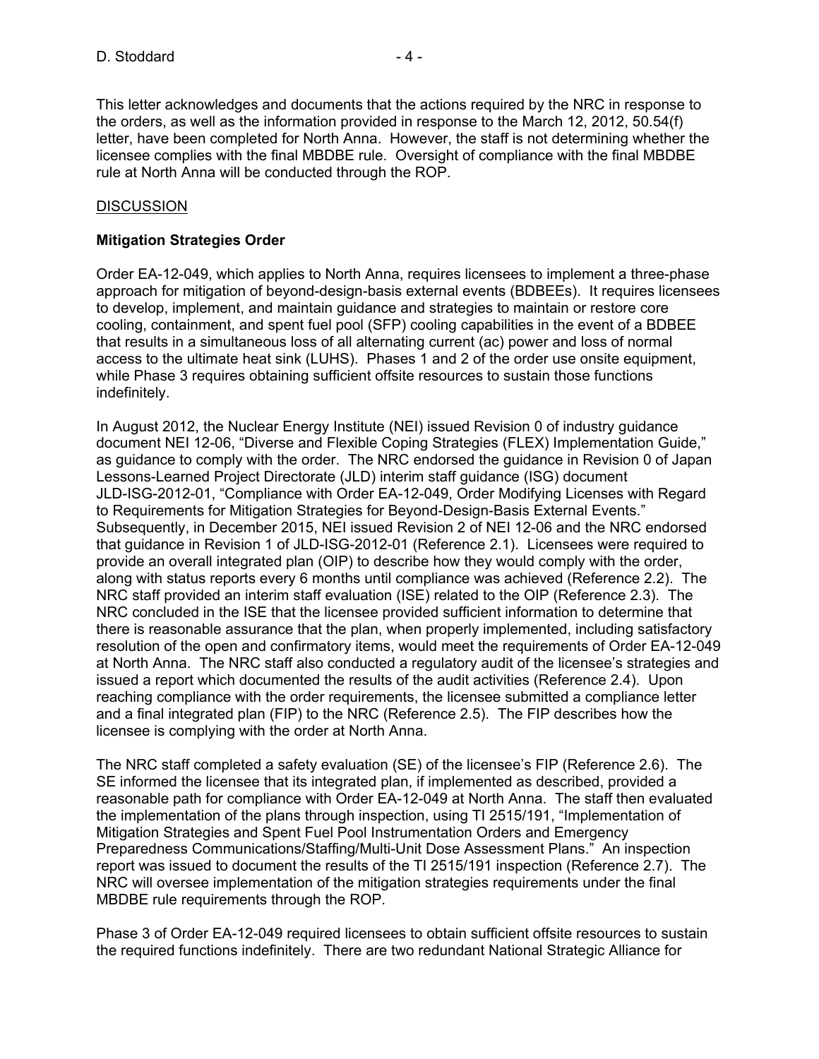This letter acknowledges and documents that the actions required by the NRC in response to the orders, as well as the information provided in response to the March 12, 2012, 50.54(f) letter, have been completed for North Anna. However, the staff is not determining whether the licensee complies with the final MBDBE rule. Oversight of compliance with the final MBDBE rule at North Anna will be conducted through the ROP.

## DISCUSSION

### Mitigation Strategies Order

Order EA-12-049, which applies to North Anna, requires licensees to implement a three-phase approach for mitigation of beyond-design-basis external events (BDBEEs). It requires licensees to develop, implement, and maintain guidance and strategies to maintain or restore core cooling, containment, and spent fuel pool (SFP) cooling capabilities in the event of a BDBEE that results in a simultaneous loss of all alternating current (ac) power and loss of normal access to the ultimate heat sink (LUHS). Phases 1 and 2 of the order use onsite equipment, while Phase 3 requires obtaining sufficient offsite resources to sustain those functions indefinitely.

In August 2012, the Nuclear Energy Institute (NEI) issued Revision 0 of industry guidance document NEI 12-06, "Diverse and Flexible Coping Strategies (FLEX) Implementation Guide," as guidance to comply with the order. The NRC endorsed the guidance in Revision 0 of Japan Lessons-Learned Project Directorate (JLD) interim staff guidance (ISG) document JLD-ISG-2012-01, "Compliance with Order EA-12-049, Order Modifying Licenses with Regard to Requirements for Mitigation Strategies for Beyond-Design-Basis External Events." Subsequently, in December 2015, NEI issued Revision 2 of NEI 12-06 and the NRC endorsed that guidance in Revision 1 of JLD-ISG-2012-01 (Reference 2.1). Licensees were required to provide an overall integrated plan (OIP) to describe how they would comply with the order, along with status reports every 6 months until compliance was achieved (Reference 2.2). The NRC staff provided an interim staff evaluation (ISE) related to the OIP (Reference 2.3). The NRC concluded in the ISE that the licensee provided sufficient information to determine that there is reasonable assurance that the plan, when properly implemented, including satisfactory resolution of the open and confirmatory items, would meet the requirements of Order EA-12-049 at North Anna. The NRC staff also conducted a regulatory audit of the licensee's strategies and issued a report which documented the results of the audit activities (Reference 2.4). Upon reaching compliance with the order requirements, the licensee submitted a compliance letter and a final integrated plan (FIP) to the NRC (Reference 2.5). The FIP describes how the licensee is complying with the order at North Anna.

The NRC staff completed a safety evaluation (SE) of the licensee's FIP (Reference 2.6). The SE informed the licensee that its integrated plan, if implemented as described, provided a reasonable path for compliance with Order EA-12-049 at North Anna. The staff then evaluated the implementation of the plans through inspection, using TI 2515/191, "Implementation of Mitigation Strategies and Spent Fuel Pool Instrumentation Orders and Emergency Preparedness Communications/Staffing/Multi-Unit Dose Assessment Plans." An inspection report was issued to document the results of the TI 2515/191 inspection (Reference 2.7). The NRC will oversee implementation of the mitigation strategies requirements under the final MBDBE rule requirements through the ROP.

Phase 3 of Order EA-12-049 required licensees to obtain sufficient offsite resources to sustain the required functions indefinitely. There are two redundant National Strategic Alliance for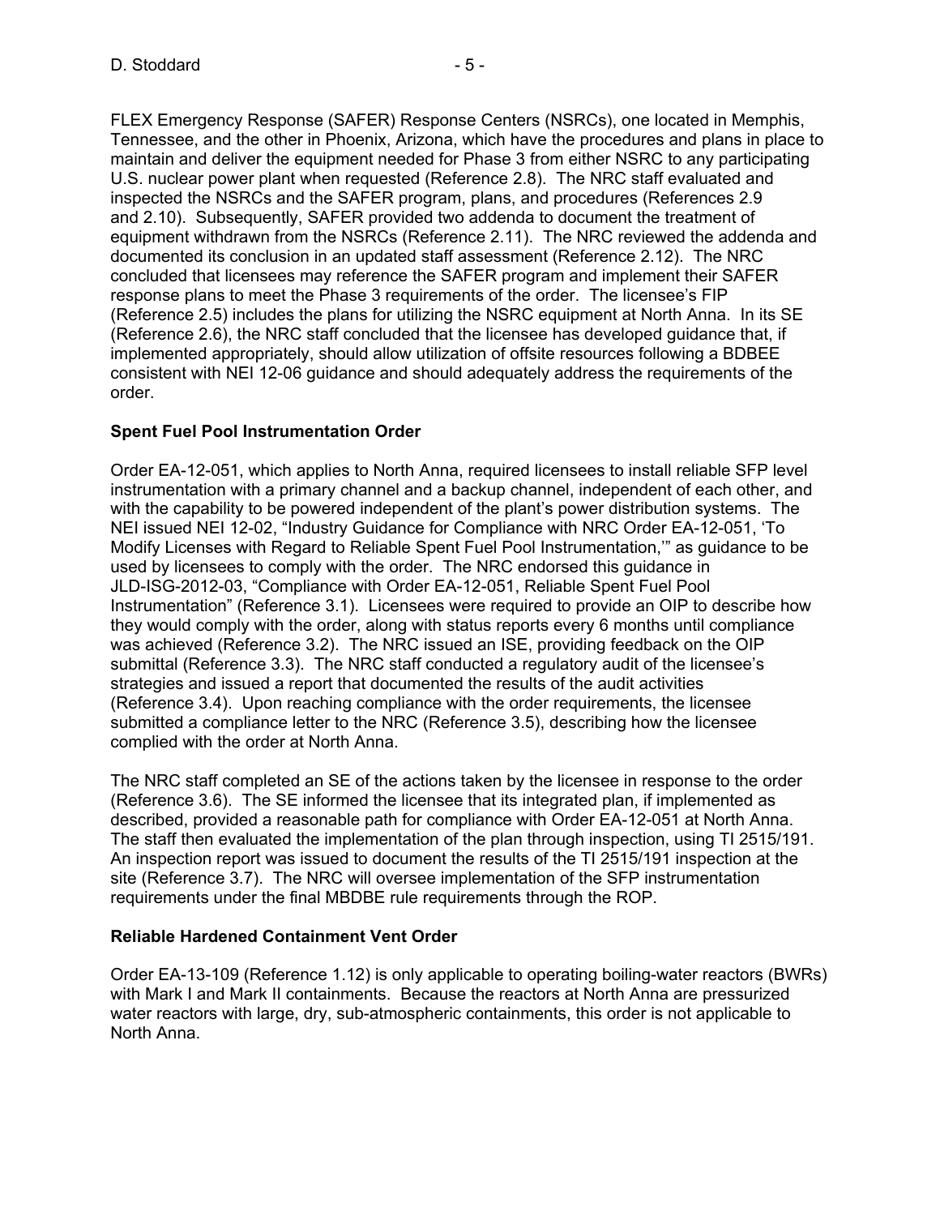FLEX Emergency Response (SAFER) Response Centers (NSRCs), one located in Memphis, Tennessee, and the other in Phoenix, Arizona, which have the procedures and plans in place to maintain and deliver the equipment needed for Phase 3 from either NSRC to any participating U.S. nuclear power plant when requested (Reference 2.8). The NRC staff evaluated and inspected the NSRCs and the SAFER program, plans, and procedures (References 2.9 and 2.10). Subsequently, SAFER provided two addenda to document the treatment of equipment withdrawn from the NSRCs (Reference 2.11). The NRC reviewed the addenda and documented its conclusion in an updated staff assessment (Reference 2.12). The NRC concluded that licensees may reference the SAFER program and implement their SAFER response plans to meet the Phase 3 requirements of the order. The licensee's FIP (Reference 2.5) includes the plans for utilizing the NSRC equipment at North Anna. In its SE (Reference 2.6), the NRC staff concluded that the licensee has developed guidance that, if implemented appropriately, should allow utilization of offsite resources following a BDBEE consistent with NEI 12-06 guidance and should adequately address the requirements of the order.

**Spent Fuel Pool Instrumentation Order**

Order EA-12-051, which applies to North Anna, required licensees to install reliable SFP level instrumentation with a primary channel and a backup channel, independent of each other, and with the capability to be powered independent of the plant's power distribution systems. The NEI issued NEI 12-02, "Industry Guidance for Compliance with NRC Order EA-12-051, 'To Modify Licenses with Regard to Reliable Spent Fuel Pool Instrumentation,'" as guidance to be used by licensees to comply with the order. The NRC endorsed this guidance in JLD-ISG-2012-03, "Compliance with Order EA-12-051, Reliable Spent Fuel Pool Instrumentation" (Reference 3.1). Licensees were required to provide an OIP to describe how they would comply with the order, along with status reports every 6 months until compliance was achieved (Reference 3.2). The NRC issued an ISE, providing feedback on the OIP submittal (Reference 3.3). The NRC staff conducted a regulatory audit of the licensee's strategies and issued a report that documented the results of the audit activities (Reference 3.4). Upon reaching compliance with the order requirements, the licensee submitted a compliance letter to the NRC (Reference 3.5), describing how the licensee complied with the order at North Anna.

The NRC staff completed an SE of the actions taken by the licensee in response to the order (Reference 3.6). The SE informed the licensee that its integrated plan, if implemented as described, provided a reasonable path for compliance with Order EA-12-051 at North Anna. The staff then evaluated the implementation of the plan through inspection, using TI 2515/191. An inspection report was issued to document the results of the TI 2515/191 inspection at the site (Reference 3.7). The NRC will oversee implementation of the SFP instrumentation requirements under the final MBDBE rule requirements through the ROP.

**Reliable Hardened Containment Vent Order**

Order EA-13-109 (Reference 1.12) is only applicable to operating boiling-water reactors (BWRs) with Mark I and Mark II containments. Because the reactors at North Anna are pressurized water reactors with large, dry, sub-atmospheric containments, this order is not applicable to North Anna.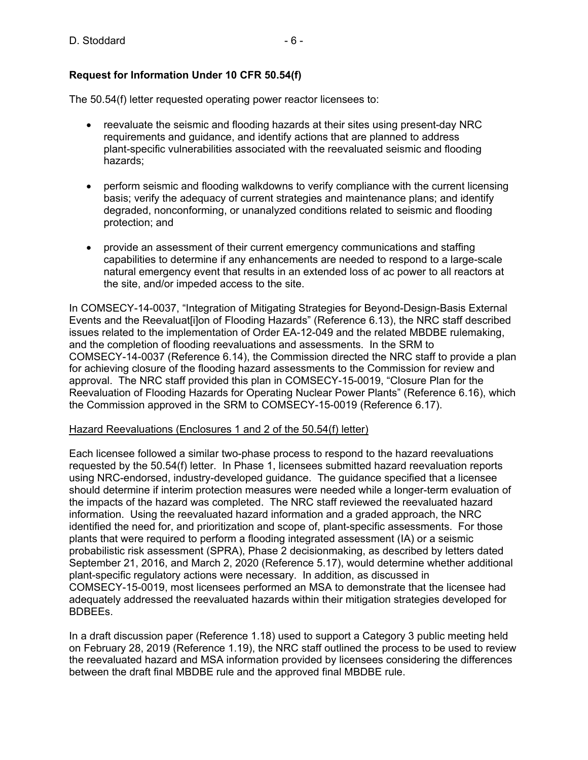**Request for Information Under 10 CFR 50.54(f)**

The 50.54(f) letter requested operating power reactor licensees to:

- reevaluate the seismic and flooding hazards at their sites using present-day NRC requirements and guidance, and identify actions that are planned to address plant-specific vulnerabilities associated with the reevaluated seismic and flooding hazards;
- perform seismic and flooding walkdowns to verify compliance with the current licensing basis; verify the adequacy of current strategies and maintenance plans; and identify degraded, nonconforming, or unanalyzed conditions related to seismic and flooding protection; and
- provide an assessment of their current emergency communications and staffing capabilities to determine if any enhancements are needed to respond to a large-scale natural emergency event that results in an extended loss of ac power to all reactors at the site, and/or impeded access to the site.

In COMSECY-14-0037, "Integration of Mitigating Strategies for Beyond-Design-Basis External Events and the Reevaluat[i]on of Flooding Hazards" (Reference 6.13), the NRC staff described issues related to the implementation of Order EA-12-049 and the related MBDBE rulemaking, and the completion of flooding reevaluations and assessments. In the SRM to COMSECY-14-0037 (Reference 6.14), the Commission directed the NRC staff to provide a plan for achieving closure of the flooding hazard assessments to the Commission for review and approval. The NRC staff provided this plan in COMSECY-15-0019, "Closure Plan for the Reevaluation of Flooding Hazards for Operating Nuclear Power Plants" (Reference 6.16), which the Commission approved in the SRM to COMSECY-15-0019 (Reference 6.17).

Hazard Reevaluations (Enclosures 1 and 2 of the 50.54(f) letter)

Each licensee followed a similar two-phase process to respond to the hazard reevaluations requested by the 50.54(f) letter. In Phase 1, licensees submitted hazard reevaluation reports using NRC-endorsed, industry-developed guidance. The guidance specified that a licensee should determine if interim protection measures were needed while a longer-term evaluation of the impacts of the hazard was completed. The NRC staff reviewed the reevaluated hazard information. Using the reevaluated hazard information and a graded approach, the NRC identified the need for, and prioritization and scope of, plant-specific assessments. For those plants that were required to perform a flooding integrated assessment (IA) or a seismic probabilistic risk assessment (SPRA), Phase 2 decisionmaking, as described by letters dated September 21, 2016, and March 2, 2020 (Reference 5.17), would determine whether additional plant-specific regulatory actions were necessary. In addition, as discussed in COMSECY-15-0019, most licensees performed an MSA to demonstrate that the licensee had adequately addressed the reevaluated hazards within their mitigation strategies developed for BDBEEs.

In a draft discussion paper (Reference 1.18) used to support a Category 3 public meeting held on February 28, 2019 (Reference 1.19), the NRC staff outlined the process to be used to review the reevaluated hazard and MSA information provided by licensees considering the differences between the draft final MBDBE rule and the approved final MBDBE rule.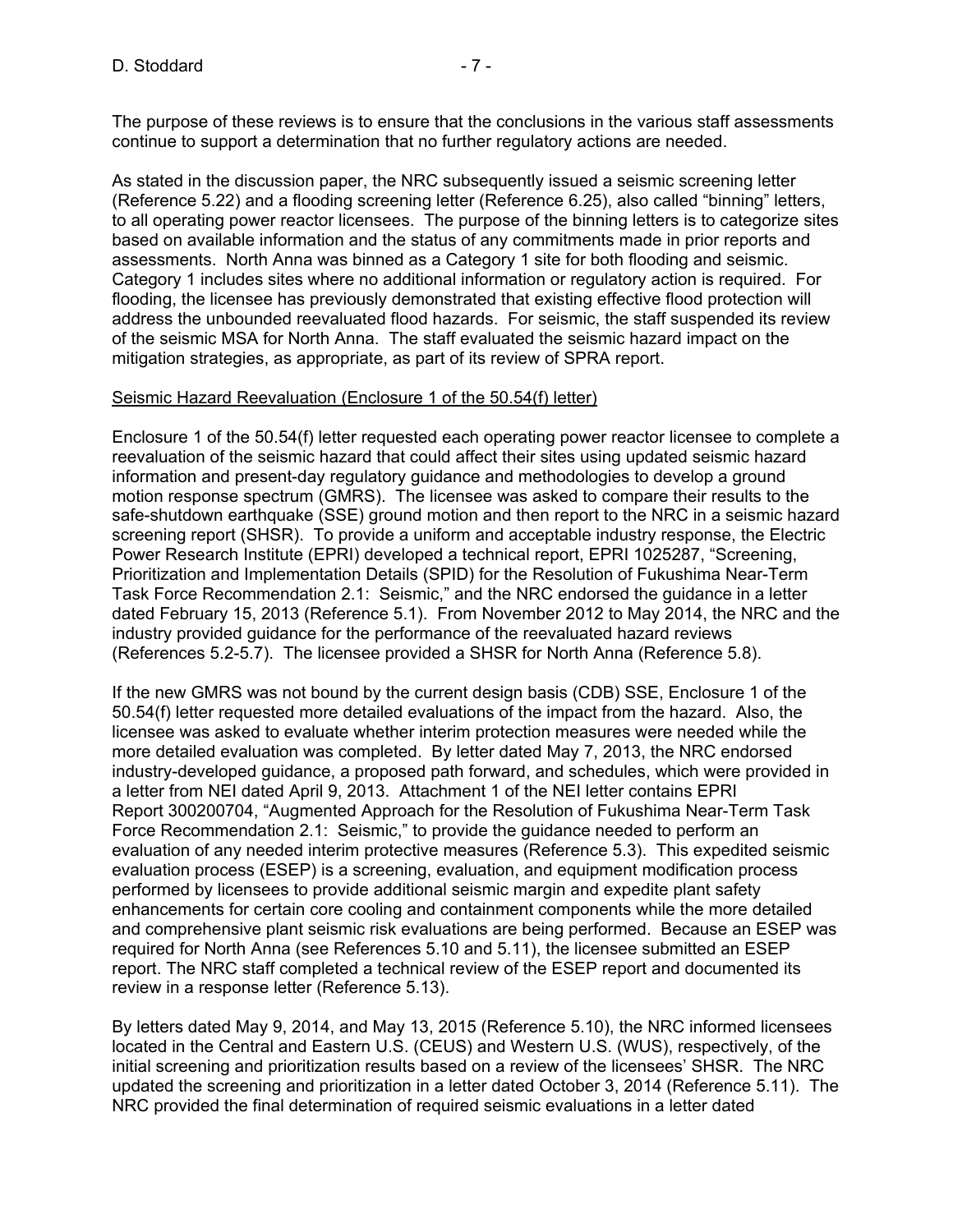The purpose of these reviews is to ensure that the conclusions in the various staff assessments continue to support a determination that no further regulatory actions are needed.

As stated in the discussion paper, the NRC subsequently issued a seismic screening letter (Reference 5.22) and a flooding screening letter (Reference 6.25), also called "binning" letters, to all operating power reactor licensees. The purpose of the binning letters is to categorize sites based on available information and the status of any commitments made in prior reports and assessments. North Anna was binned as a Category 1 site for both flooding and seismic. Category 1 includes sites where no additional information or regulatory action is required. For flooding, the licensee has previously demonstrated that existing effective flood protection will address the unbounded reevaluated flood hazards. For seismic, the staff suspended its review of the seismic MSA for North Anna. The staff evaluated the seismic hazard impact on the mitigation strategies, as appropriate, as part of its review of SPRA report.

Seismic Hazard Reevaluation (Enclosure 1 of the 50.54(f) letter)

Enclosure 1 of the 50.54(f) letter requested each operating power reactor licensee to complete a reevaluation of the seismic hazard that could affect their sites using updated seismic hazard information and present-day regulatory guidance and methodologies to develop a ground motion response spectrum (GMRS). The licensee was asked to compare their results to the safe-shutdown earthquake (SSE) ground motion and then report to the NRC in a seismic hazard screening report (SHSR). To provide a uniform and acceptable industry response, the Electric Power Research Institute (EPRI) developed a technical report, EPRI 1025287, "Screening, Prioritization and Implementation Details (SPID) for the Resolution of Fukushima Near-Term Task Force Recommendation 2.1: Seismic," and the NRC endorsed the guidance in a letter dated February 15, 2013 (Reference 5.1). From November 2012 to May 2014, the NRC and the industry provided guidance for the performance of the reevaluated hazard reviews (References 5.2-5.7). The licensee provided a SHSR for North Anna (Reference 5.8).

If the new GMRS was not bound by the current design basis (CDB) SSE, Enclosure 1 of the 50.54(f) letter requested more detailed evaluations of the impact from the hazard. Also, the licensee was asked to evaluate whether interim protection measures were needed while the more detailed evaluation was completed. By letter dated May 7, 2013, the NRC endorsed industry-developed guidance, a proposed path forward, and schedules, which were provided in a letter from NEI dated April 9, 2013. Attachment 1 of the NEI letter contains EPRI Report 300200704, "Augmented Approach for the Resolution of Fukushima Near-Term Task Force Recommendation 2.1: Seismic," to provide the guidance needed to perform an evaluation of any needed interim protective measures (Reference 5.3). This expedited seismic evaluation process (ESEP) is a screening, evaluation, and equipment modification process performed by licensees to provide additional seismic margin and expedite plant safety enhancements for certain core cooling and containment components while the more detailed and comprehensive plant seismic risk evaluations are being performed. Because an ESEP was required for North Anna (see References 5.10 and 5.11), the licensee submitted an ESEP report. The NRC staff completed a technical review of the ESEP report and documented its review in a response letter (Reference 5.13).

By letters dated May 9, 2014, and May 13, 2015 (Reference 5.10), the NRC informed licensees located in the Central and Eastern U.S. (CEUS) and Western U.S. (WUS), respectively, of the initial screening and prioritization results based on a review of the licensees' SHSR. The NRC updated the screening and prioritization in a letter dated October 3, 2014 (Reference 5.11). The NRC provided the final determination of required seismic evaluations in a letter dated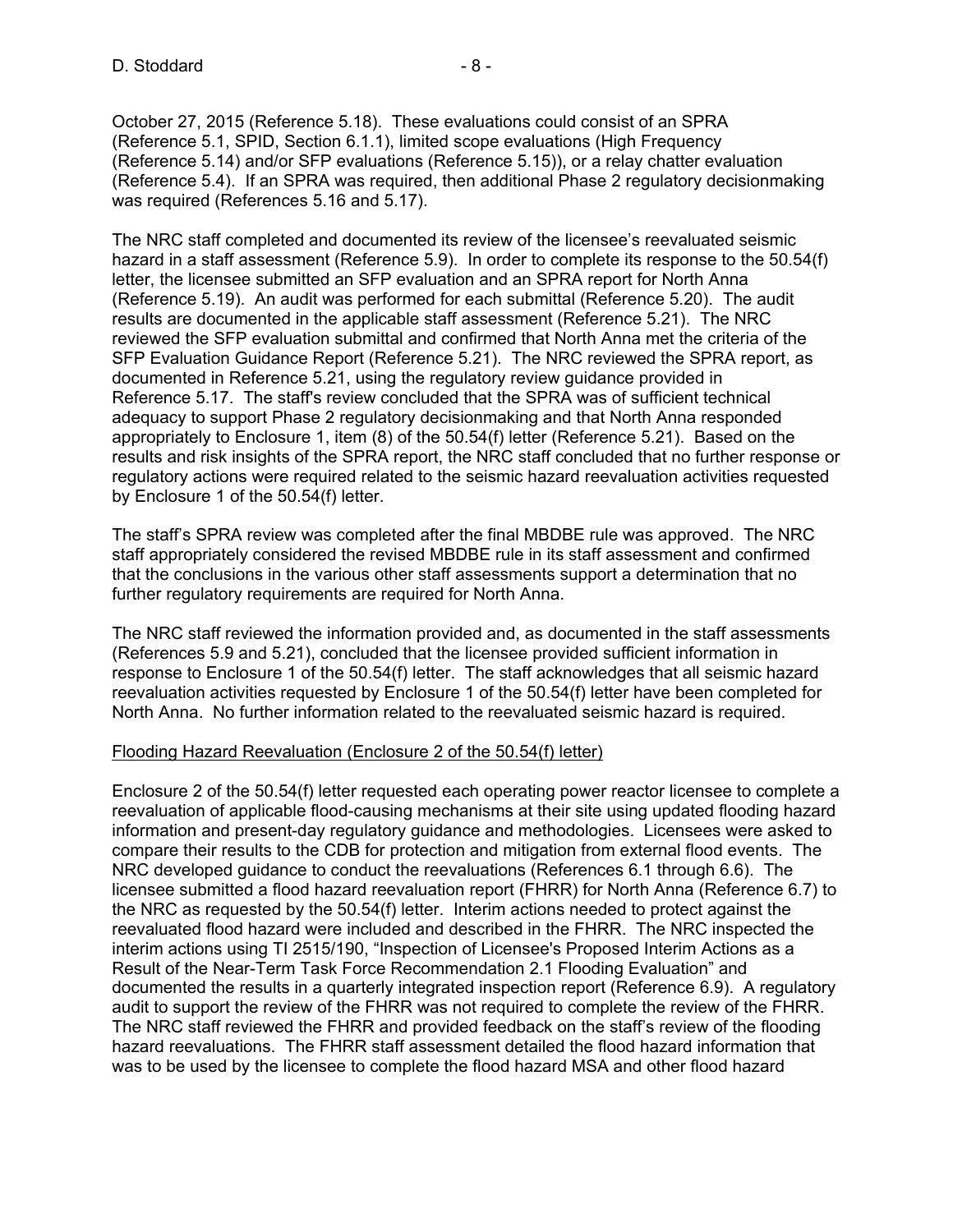October 27, 2015 (Reference 5.18). These evaluations could consist of an SPRA (Reference 5.1, SPID, Section 6.1.1), limited scope evaluations (High Frequency (Reference 5.14) and/or SFP evaluations (Reference 5.15)), or a relay chatter evaluation (Reference 5.4). If an SPRA was required, then additional Phase 2 regulatory decisionmaking was required (References 5.16 and 5.17).

The NRC staff completed and documented its review of the licensee's reevaluated seismic hazard in a staff assessment (Reference 5.9). In order to complete its response to the 50.54(f) letter, the licensee submitted an SFP evaluation and an SPRA report for North Anna (Reference 5.19). An audit was performed for each submittal (Reference 5.20). The audit results are documented in the applicable staff assessment (Reference 5.21). The NRC reviewed the SFP evaluation submittal and confirmed that North Anna met the criteria of the SFP Evaluation Guidance Report (Reference 5.21). The NRC reviewed the SPRA report, as documented in Reference 5.21, using the regulatory review guidance provided in Reference 5.17. The staff's review concluded that the SPRA was of sufficient technical adequacy to support Phase 2 regulatory decisionmaking and that North Anna responded appropriately to Enclosure 1, item (8) of the 50.54(f) letter (Reference 5.21). Based on the results and risk insights of the SPRA report, the NRC staff concluded that no further response or regulatory actions were required related to the seismic hazard reevaluation activities requested by Enclosure 1 of the 50.54(f) letter.

The staff's SPRA review was completed after the final MBDBE rule was approved. The NRC staff appropriately considered the revised MBDBE rule in its staff assessment and confirmed that the conclusions in the various other staff assessments support a determination that no further regulatory requirements are required for North Anna.

The NRC staff reviewed the information provided and, as documented in the staff assessments (References 5.9 and 5.21), concluded that the licensee provided sufficient information in response to Enclosure 1 of the 50.54(f) letter. The staff acknowledges that all seismic hazard reevaluation activities requested by Enclosure 1 of the 50.54(f) letter have been completed for North Anna. No further information related to the reevaluated seismic hazard is required.

Flooding Hazard Reevaluation (Enclosure 2 of the 50.54(f) letter)

Enclosure 2 of the 50.54(f) letter requested each operating power reactor licensee to complete a reevaluation of applicable flood-causing mechanisms at their site using updated flooding hazard information and present-day regulatory guidance and methodologies. Licensees were asked to compare their results to the CDB for protection and mitigation from external flood events. The NRC developed guidance to conduct the reevaluations (References 6.1 through 6.6). The licensee submitted a flood hazard reevaluation report (FHRR) for North Anna (Reference 6.7) to the NRC as requested by the 50.54(f) letter. Interim actions needed to protect against the reevaluated flood hazard were included and described in the FHRR. The NRC inspected the interim actions using TI 2515/190, "Inspection of Licensee's Proposed Interim Actions as a Result of the Near-Term Task Force Recommendation 2.1 Flooding Evaluation" and documented the results in a quarterly integrated inspection report (Reference 6.9). A regulatory audit to support the review of the FHRR was not required to complete the review of the FHRR. The NRC staff reviewed the FHRR and provided feedback on the staff's review of the flooding hazard reevaluations. The FHRR staff assessment detailed the flood hazard information that was to be used by the licensee to complete the flood hazard MSA and other flood hazard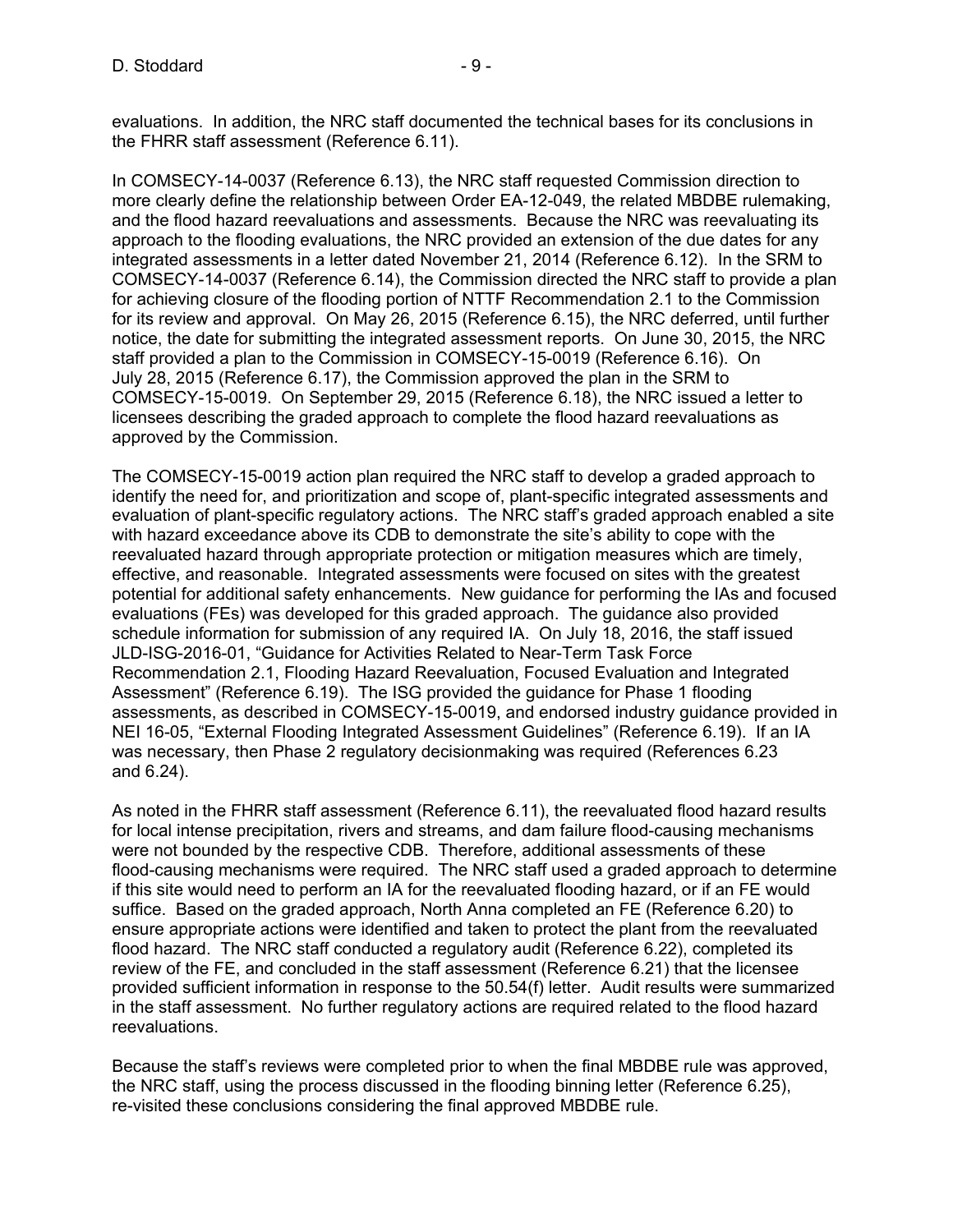evaluations. In addition, the NRC staff documented the technical bases for its conclusions in the FHRR staff assessment (Reference 6.11).

In COMSECY-14-0037 (Reference 6.13), the NRC staff requested Commission direction to more clearly define the relationship between Order EA-12-049, the related MBDBE rulemaking, and the flood hazard reevaluations and assessments. Because the NRC was reevaluating its approach to the flooding evaluations, the NRC provided an extension of the due dates for any integrated assessments in a letter dated November 21, 2014 (Reference 6.12). In the SRM to COMSECY-14-0037 (Reference 6.14), the Commission directed the NRC staff to provide a plan for achieving closure of the flooding portion of NTTF Recommendation 2.1 to the Commission for its review and approval. On May 26, 2015 (Reference 6.15), the NRC deferred, until further notice, the date for submitting the integrated assessment reports. On June 30, 2015, the NRC staff provided a plan to the Commission in COMSECY-15-0019 (Reference 6.16). On July 28, 2015 (Reference 6.17), the Commission approved the plan in the SRM to COMSECY-15-0019. On September 29, 2015 (Reference 6.18), the NRC issued a letter to licensees describing the graded approach to complete the flood hazard reevaluations as approved by the Commission.

The COMSECY-15-0019 action plan required the NRC staff to develop a graded approach to identify the need for, and prioritization and scope of, plant-specific integrated assessments and evaluation of plant-specific regulatory actions. The NRC staff's graded approach enabled a site with hazard exceedance above its CDB to demonstrate the site's ability to cope with the reevaluated hazard through appropriate protection or mitigation measures which are timely, effective, and reasonable. Integrated assessments were focused on sites with the greatest potential for additional safety enhancements. New guidance for performing the IAs and focused evaluations (FEs) was developed for this graded approach. The guidance also provided schedule information for submission of any required IA. On July 18, 2016, the staff issued JLD-ISG-2016-01, "Guidance for Activities Related to Near-Term Task Force Recommendation 2.1, Flooding Hazard Reevaluation, Focused Evaluation and Integrated Assessment" (Reference 6.19). The ISG provided the guidance for Phase 1 flooding assessments, as described in COMSECY-15-0019, and endorsed industry guidance provided in NEI 16-05, "External Flooding Integrated Assessment Guidelines" (Reference 6.19). If an IA was necessary, then Phase 2 regulatory decisionmaking was required (References 6.23 and 6.24).

As noted in the FHRR staff assessment (Reference 6.11), the reevaluated flood hazard results for local intense precipitation, rivers and streams, and dam failure flood-causing mechanisms were not bounded by the respective CDB. Therefore, additional assessments of these flood-causing mechanisms were required. The NRC staff used a graded approach to determine if this site would need to perform an IA for the reevaluated flooding hazard, or if an FE would suffice. Based on the graded approach, North Anna completed an FE (Reference 6.20) to ensure appropriate actions were identified and taken to protect the plant from the reevaluated flood hazard. The NRC staff conducted a regulatory audit (Reference 6.22), completed its review of the FE, and concluded in the staff assessment (Reference 6.21) that the licensee provided sufficient information in response to the 50.54(f) letter. Audit results were summarized in the staff assessment. No further regulatory actions are required related to the flood hazard reevaluations.

Because the staff's reviews were completed prior to when the final MBDBE rule was approved, the NRC staff, using the process discussed in the flooding binning letter (Reference 6.25), re-visited these conclusions considering the final approved MBDBE rule.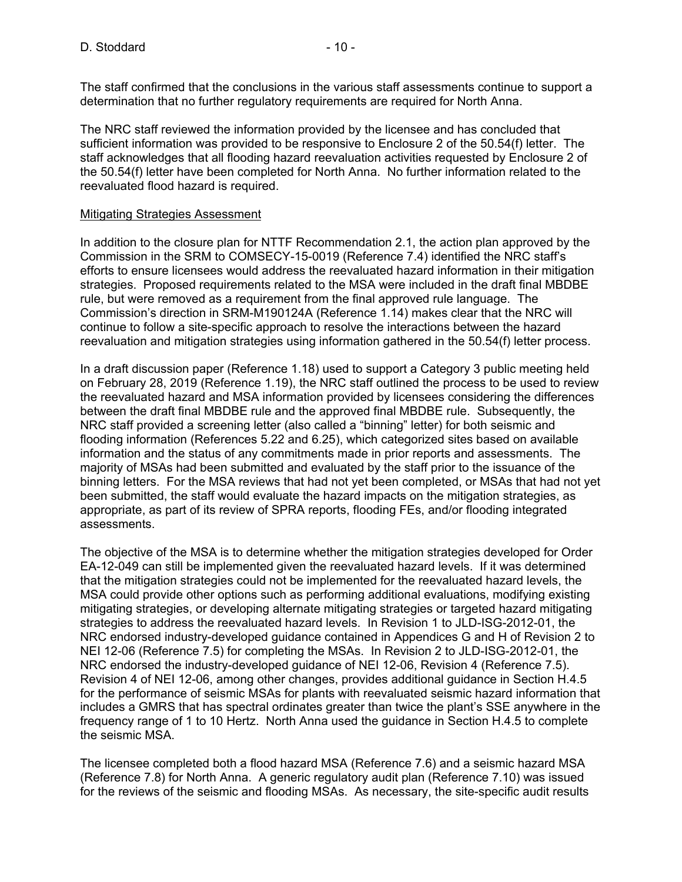The staff confirmed that the conclusions in the various staff assessments continue to support a determination that no further regulatory requirements are required for North Anna.

The NRC staff reviewed the information provided by the licensee and has concluded that sufficient information was provided to be responsive to Enclosure 2 of the 50.54(f) letter. The staff acknowledges that all flooding hazard reevaluation activities requested by Enclosure 2 of the 50.54(f) letter have been completed for North Anna. No further information related to the reevaluated flood hazard is required.

## Mitigating Strategies Assessment

In addition to the closure plan for NTTF Recommendation 2.1, the action plan approved by the Commission in the SRM to COMSECY-15-0019 (Reference 7.4) identified the NRC staff's efforts to ensure licensees would address the reevaluated hazard information in their mitigation strategies. Proposed requirements related to the MSA were included in the draft final MBDBE rule, but were removed as a requirement from the final approved rule language. The Commission's direction in SRM-M190124A (Reference 1.14) makes clear that the NRC will continue to follow a site-specific approach to resolve the interactions between the hazard reevaluation and mitigation strategies using information gathered in the 50.54(f) letter process.

In a draft discussion paper (Reference 1.18) used to support a Category 3 public meeting held on February 28, 2019 (Reference 1.19), the NRC staff outlined the process to be used to review the reevaluated hazard and MSA information provided by licensees considering the differences between the draft final MBDBE rule and the approved final MBDBE rule. Subsequently, the NRC staff provided a screening letter (also called a "binning" letter) for both seismic and flooding information (References 5.22 and 6.25), which categorized sites based on available information and the status of any commitments made in prior reports and assessments. The majority of MSAs had been submitted and evaluated by the staff prior to the issuance of the binning letters. For the MSA reviews that had not yet been completed, or MSAs that had not yet been submitted, the staff would evaluate the hazard impacts on the mitigation strategies, as appropriate, as part of its review of SPRA reports, flooding FEs, and/or flooding integrated assessments.

The objective of the MSA is to determine whether the mitigation strategies developed for Order EA-12-049 can still be implemented given the reevaluated hazard levels. If it was determined that the mitigation strategies could not be implemented for the reevaluated hazard levels, the MSA could provide other options such as performing additional evaluations, modifying existing mitigating strategies, or developing alternate mitigating strategies or targeted hazard mitigating strategies to address the reevaluated hazard levels. In Revision 1 to JLD-ISG-2012-01, the NRC endorsed industry-developed guidance contained in Appendices G and H of Revision 2 to NEI 12-06 (Reference 7.5) for completing the MSAs. In Revision 2 to JLD-ISG-2012-01, the NRC endorsed the industry-developed guidance of NEI 12-06, Revision 4 (Reference 7.5). Revision 4 of NEI 12-06, among other changes, provides additional guidance in Section H.4.5 for the performance of seismic MSAs for plants with reevaluated seismic hazard information that includes a GMRS that has spectral ordinates greater than twice the plant's SSE anywhere in the frequency range of 1 to 10 Hertz. North Anna used the guidance in Section H.4.5 to complete the seismic MSA.

The licensee completed both a flood hazard MSA (Reference 7.6) and a seismic hazard MSA (Reference 7.8) for North Anna. A generic regulatory audit plan (Reference 7.10) was issued for the reviews of the seismic and flooding MSAs. As necessary, the site-specific audit results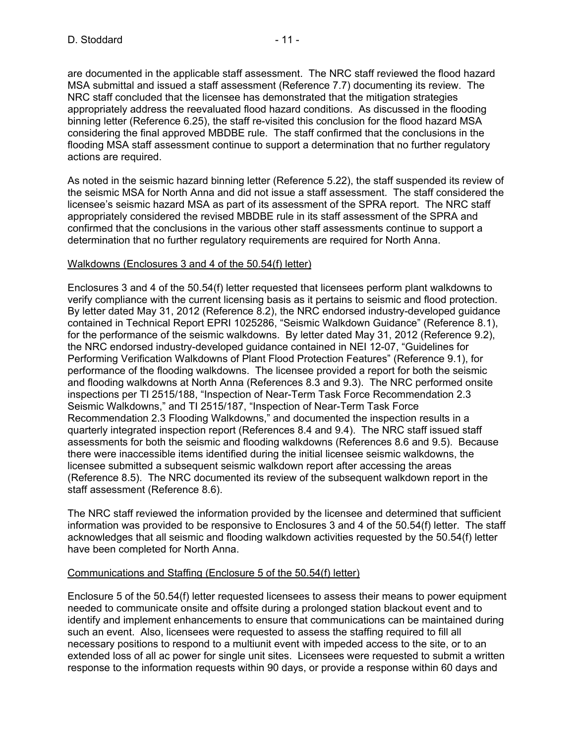are documented in the applicable staff assessment. The NRC staff reviewed the flood hazard MSA submittal and issued a staff assessment (Reference 7.7) documenting its review. The NRC staff concluded that the licensee has demonstrated that the mitigation strategies appropriately address the reevaluated flood hazard conditions. As discussed in the flooding binning letter (Reference 6.25), the staff re-visited this conclusion for the flood hazard MSA considering the final approved MBDBE rule. The staff confirmed that the conclusions in the flooding MSA staff assessment continue to support a determination that no further regulatory actions are required.

As noted in the seismic hazard binning letter (Reference 5.22), the staff suspended its review of the seismic MSA for North Anna and did not issue a staff assessment. The staff considered the licensee's seismic hazard MSA as part of its assessment of the SPRA report. The NRC staff appropriately considered the revised MBDBE rule in its staff assessment of the SPRA and confirmed that the conclusions in the various other staff assessments continue to support a determination that no further regulatory requirements are required for North Anna.

<u>Walkdowns (Enclosures 3 and 4 of the 50.54(f) letter)</u>

Enclosures 3 and 4 of the 50.54(f) letter requested that licensees perform plant walkdowns to verify compliance with the current licensing basis as it pertains to seismic and flood protection. By letter dated May 31, 2012 (Reference 8.2), the NRC endorsed industry-developed guidance contained in Technical Report EPRI 1025286, "Seismic Walkdown Guidance" (Reference 8.1), for the performance of the seismic walkdowns. By letter dated May 31, 2012 (Reference 9.2), the NRC endorsed industry-developed guidance contained in NEI 12-07, "Guidelines for Performing Verification Walkdowns of Plant Flood Protection Features" (Reference 9.1), for performance of the flooding walkdowns. The licensee provided a report for both the seismic and flooding walkdowns at North Anna (References 8.3 and 9.3). The NRC performed onsite inspections per TI 2515/188, "Inspection of Near-Term Task Force Recommendation 2.3 Seismic Walkdowns," and TI 2515/187, "Inspection of Near-Term Task Force Recommendation 2.3 Flooding Walkdowns," and documented the inspection results in a quarterly integrated inspection report (References 8.4 and 9.4). The NRC staff issued staff assessments for both the seismic and flooding walkdowns (References 8.6 and 9.5). Because there were inaccessible items identified during the initial licensee seismic walkdowns, the licensee submitted a subsequent seismic walkdown report after accessing the areas (Reference 8.5). The NRC documented its review of the subsequent walkdown report in the staff assessment (Reference 8.6).

The NRC staff reviewed the information provided by the licensee and determined that sufficient information was provided to be responsive to Enclosures 3 and 4 of the 50.54(f) letter. The staff acknowledges that all seismic and flooding walkdown activities requested by the 50.54(f) letter have been completed for North Anna.

<u>Communications and Staffing (Enclosure 5 of the 50.54(f) letter)</u>

Enclosure 5 of the 50.54(f) letter requested licensees to assess their means to power equipment needed to communicate onsite and offsite during a prolonged station blackout event and to identify and implement enhancements to ensure that communications can be maintained during such an event. Also, licensees were requested to assess the staffing required to fill all necessary positions to respond to a multiunit event with impeded access to the site, or to an extended loss of all ac power for single unit sites. Licensees were requested to submit a written response to the information requests within 90 days, or provide a response within 60 days and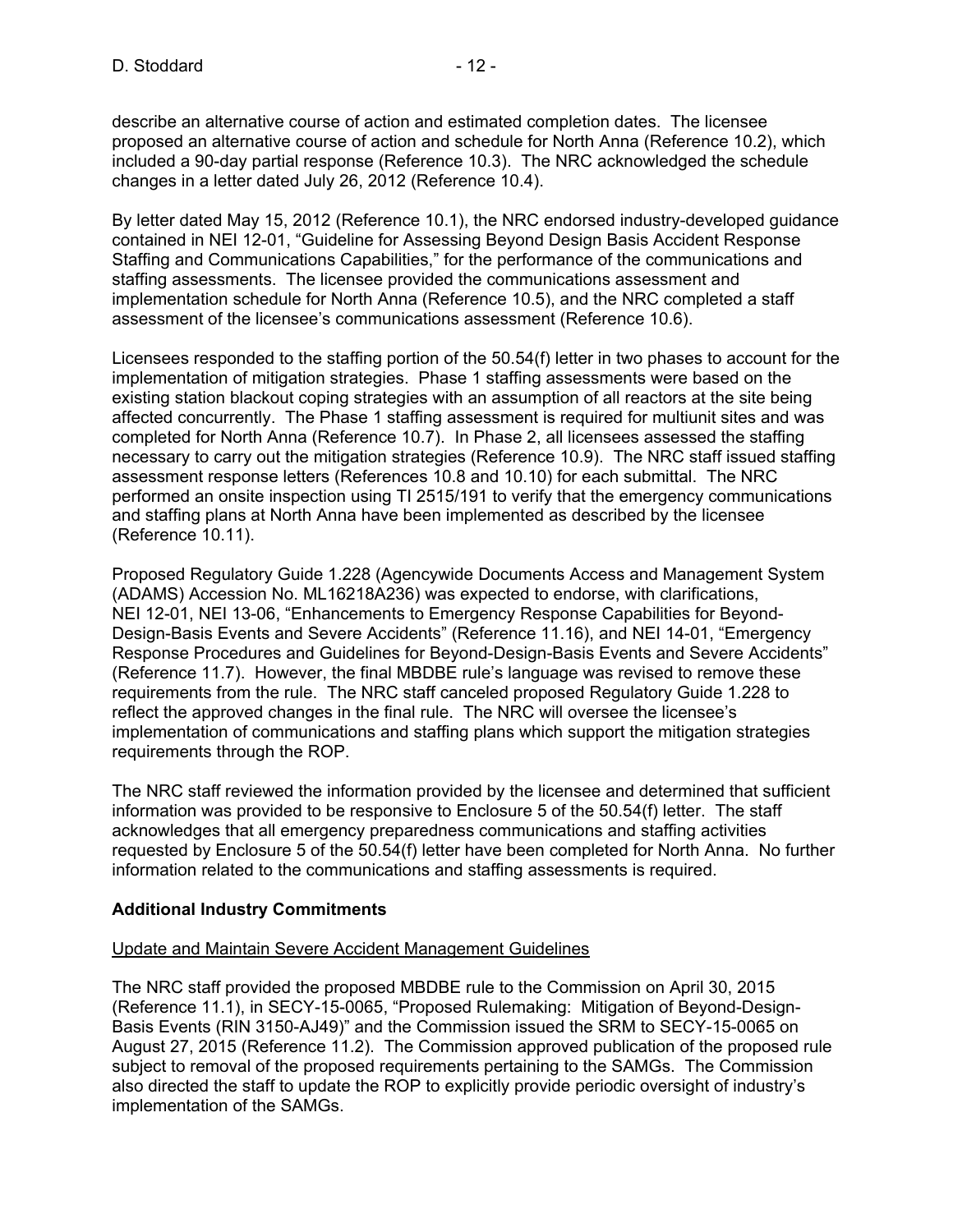describe an alternative course of action and estimated completion dates. The licensee proposed an alternative course of action and schedule for North Anna (Reference 10.2), which included a 90-day partial response (Reference 10.3). The NRC acknowledged the schedule changes in a letter dated July 26, 2012 (Reference 10.4).

By letter dated May 15, 2012 (Reference 10.1), the NRC endorsed industry-developed guidance contained in NEI 12-01, "Guideline for Assessing Beyond Design Basis Accident Response Staffing and Communications Capabilities," for the performance of the communications and staffing assessments. The licensee provided the communications assessment and implementation schedule for North Anna (Reference 10.5), and the NRC completed a staff assessment of the licensee's communications assessment (Reference 10.6).

Licensees responded to the staffing portion of the 50.54(f) letter in two phases to account for the implementation of mitigation strategies. Phase 1 staffing assessments were based on the existing station blackout coping strategies with an assumption of all reactors at the site being affected concurrently. The Phase 1 staffing assessment is required for multiunit sites and was completed for North Anna (Reference 10.7). In Phase 2, all licensees assessed the staffing necessary to carry out the mitigation strategies (Reference 10.9). The NRC staff issued staffing assessment response letters (References 10.8 and 10.10) for each submittal. The NRC performed an onsite inspection using TI 2515/191 to verify that the emergency communications and staffing plans at North Anna have been implemented as described by the licensee (Reference 10.11).

Proposed Regulatory Guide 1.228 (Agencywide Documents Access and Management System (ADAMS) Accession No. ML16218A236) was expected to endorse, with clarifications, NEI 12-01, NEI 13-06, "Enhancements to Emergency Response Capabilities for Beyond-Design-Basis Events and Severe Accidents" (Reference 11.16), and NEI 14-01, "Emergency Response Procedures and Guidelines for Beyond-Design-Basis Events and Severe Accidents" (Reference 11.7). However, the final MBDBE rule's language was revised to remove these requirements from the rule. The NRC staff canceled proposed Regulatory Guide 1.228 to reflect the approved changes in the final rule. The NRC will oversee the licensee's implementation of communications and staffing plans which support the mitigation strategies requirements through the ROP.

The NRC staff reviewed the information provided by the licensee and determined that sufficient information was provided to be responsive to Enclosure 5 of the 50.54(f) letter. The staff acknowledges that all emergency preparedness communications and staffing activities requested by Enclosure 5 of the 50.54(f) letter have been completed for North Anna. No further information related to the communications and staffing assessments is required.

**Additional Industry Commitments**

Update and Maintain Severe Accident Management Guidelines

The NRC staff provided the proposed MBDBE rule to the Commission on April 30, 2015 (Reference 11.1), in SECY-15-0065, "Proposed Rulemaking: Mitigation of Beyond-Design-Basis Events (RIN 3150-AJ49)" and the Commission issued the SRM to SECY-15-0065 on August 27, 2015 (Reference 11.2). The Commission approved publication of the proposed rule subject to removal of the proposed requirements pertaining to the SAMGs. The Commission also directed the staff to update the ROP to explicitly provide periodic oversight of industry's implementation of the SAMGs.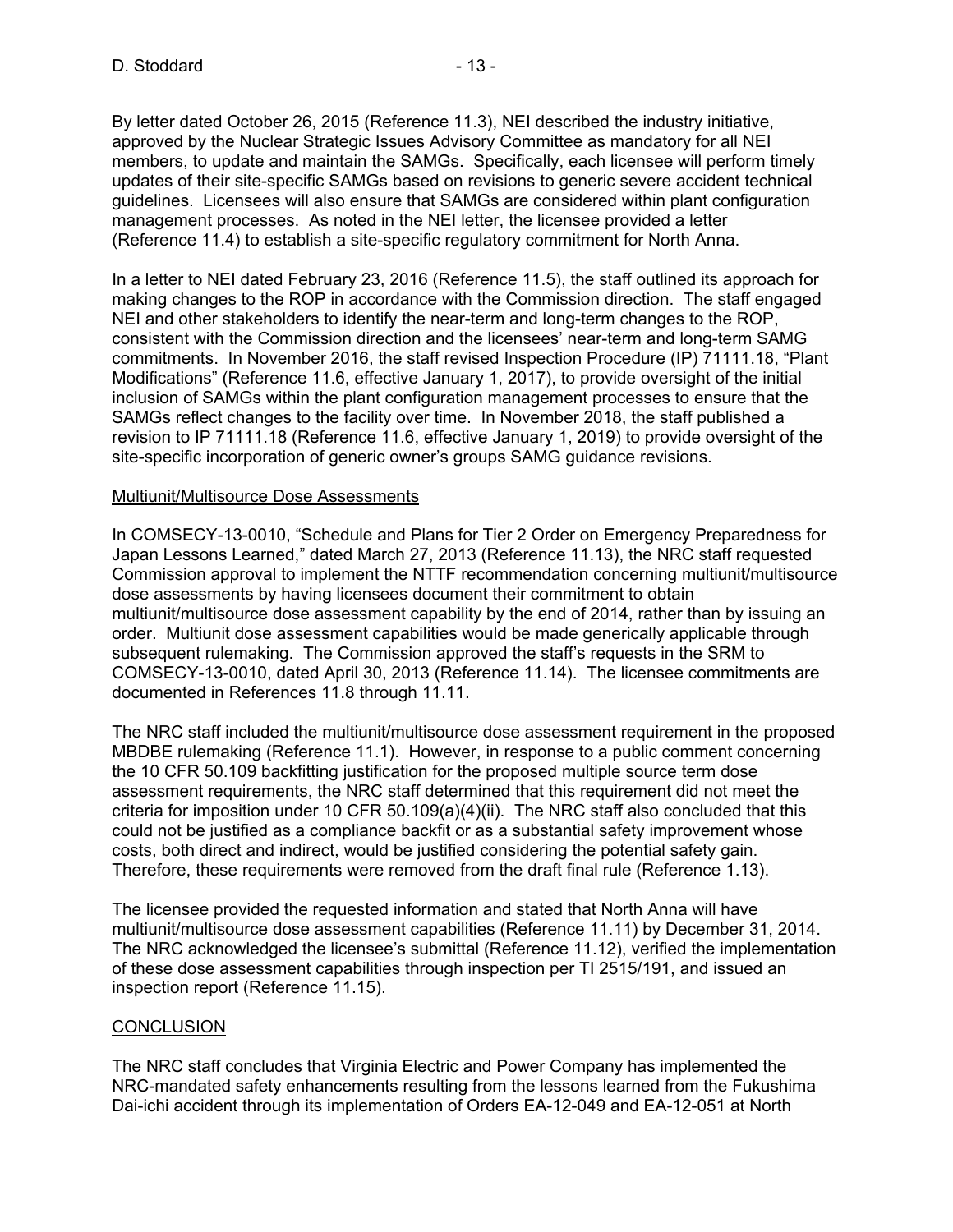By letter dated October 26, 2015 (Reference 11.3), NEI described the industry initiative, approved by the Nuclear Strategic Issues Advisory Committee as mandatory for all NEI members, to update and maintain the SAMGs. Specifically, each licensee will perform timely updates of their site-specific SAMGs based on revisions to generic severe accident technical guidelines. Licensees will also ensure that SAMGs are considered within plant configuration management processes. As noted in the NEI letter, the licensee provided a letter (Reference 11.4) to establish a site-specific regulatory commitment for North Anna.

In a letter to NEI dated February 23, 2016 (Reference 11.5), the staff outlined its approach for making changes to the ROP in accordance with the Commission direction. The staff engaged NEI and other stakeholders to identify the near-term and long-term changes to the ROP, consistent with the Commission direction and the licensees' near-term and long-term SAMG commitments. In November 2016, the staff revised Inspection Procedure (IP) 71111.18, "Plant Modifications" (Reference 11.6, effective January 1, 2017), to provide oversight of the initial inclusion of SAMGs within the plant configuration management processes to ensure that the SAMGs reflect changes to the facility over time. In November 2018, the staff published a revision to IP 71111.18 (Reference 11.6, effective January 1, 2019) to provide oversight of the site-specific incorporation of generic owner's groups SAMG guidance revisions.

## Multiunit/Multisource Dose Assessments

In COMSECY-13-0010, "Schedule and Plans for Tier 2 Order on Emergency Preparedness for Japan Lessons Learned," dated March 27, 2013 (Reference 11.13), the NRC staff requested Commission approval to implement the NTTF recommendation concerning multiunit/multisource dose assessments by having licensees document their commitment to obtain multiunit/multisource dose assessment capability by the end of 2014, rather than by issuing an order. Multiunit dose assessment capabilities would be made generically applicable through subsequent rulemaking. The Commission approved the staff's requests in the SRM to COMSECY-13-0010, dated April 30, 2013 (Reference 11.14). The licensee commitments are documented in References 11.8 through 11.11.

The NRC staff included the multiunit/multisource dose assessment requirement in the proposed MBDBE rulemaking (Reference 11.1). However, in response to a public comment concerning the 10 CFR 50.109 backfitting justification for the proposed multiple source term dose assessment requirements, the NRC staff determined that this requirement did not meet the criteria for imposition under 10 CFR 50.109(a)(4)(ii). The NRC staff also concluded that this could not be justified as a compliance backfit or as a substantial safety improvement whose costs, both direct and indirect, would be justified considering the potential safety gain. Therefore, these requirements were removed from the draft final rule (Reference 1.13).

The licensee provided the requested information and stated that North Anna will have multiunit/multisource dose assessment capabilities (Reference 11.11) by December 31, 2014. The NRC acknowledged the licensee's submittal (Reference 11.12), verified the implementation of these dose assessment capabilities through inspection per TI 2515/191, and issued an inspection report (Reference 11.15).

## CONCLUSION

The NRC staff concludes that Virginia Electric and Power Company has implemented the NRC-mandated safety enhancements resulting from the lessons learned from the Fukushima Dai-ichi accident through its implementation of Orders EA-12-049 and EA-12-051 at North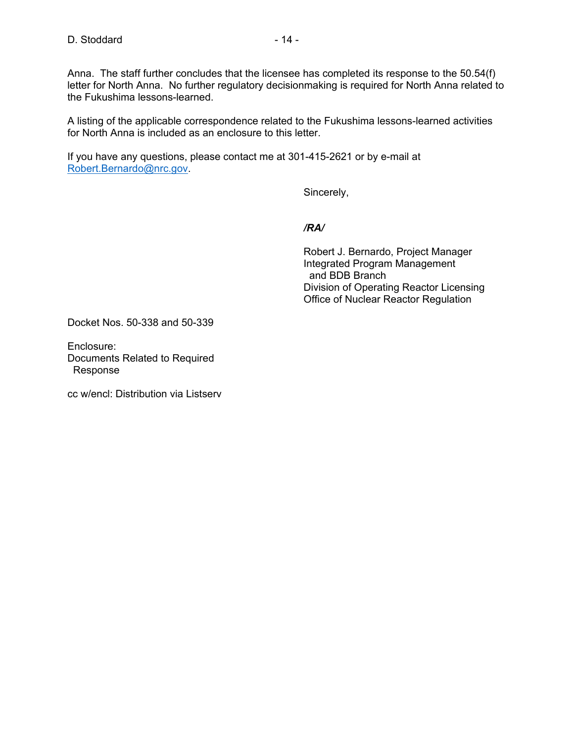Anna. The staff further concludes that the licensee has completed its response to the 50.54(f) letter for North Anna. No further regulatory decisionmaking is required for North Anna related to the Fukushima lessons-learned.

A listing of the applicable correspondence related to the Fukushima lessons-learned activities for North Anna is included as an enclosure to this letter.

If you have any questions, please contact me at 301-415-2621 or by e-mail at Robert.Bernardo@nrc.gov.

Sincerely,

***/RA/***

Robert J. Bernardo, Project Manager
Integrated Program Management
and BDB Branch
Division of Operating Reactor Licensing
Office of Nuclear Reactor Regulation

Docket Nos. 50-338 and 50-339

Enclosure:
Documents Related to Required Response

cc w/encl: Distribution via Listserv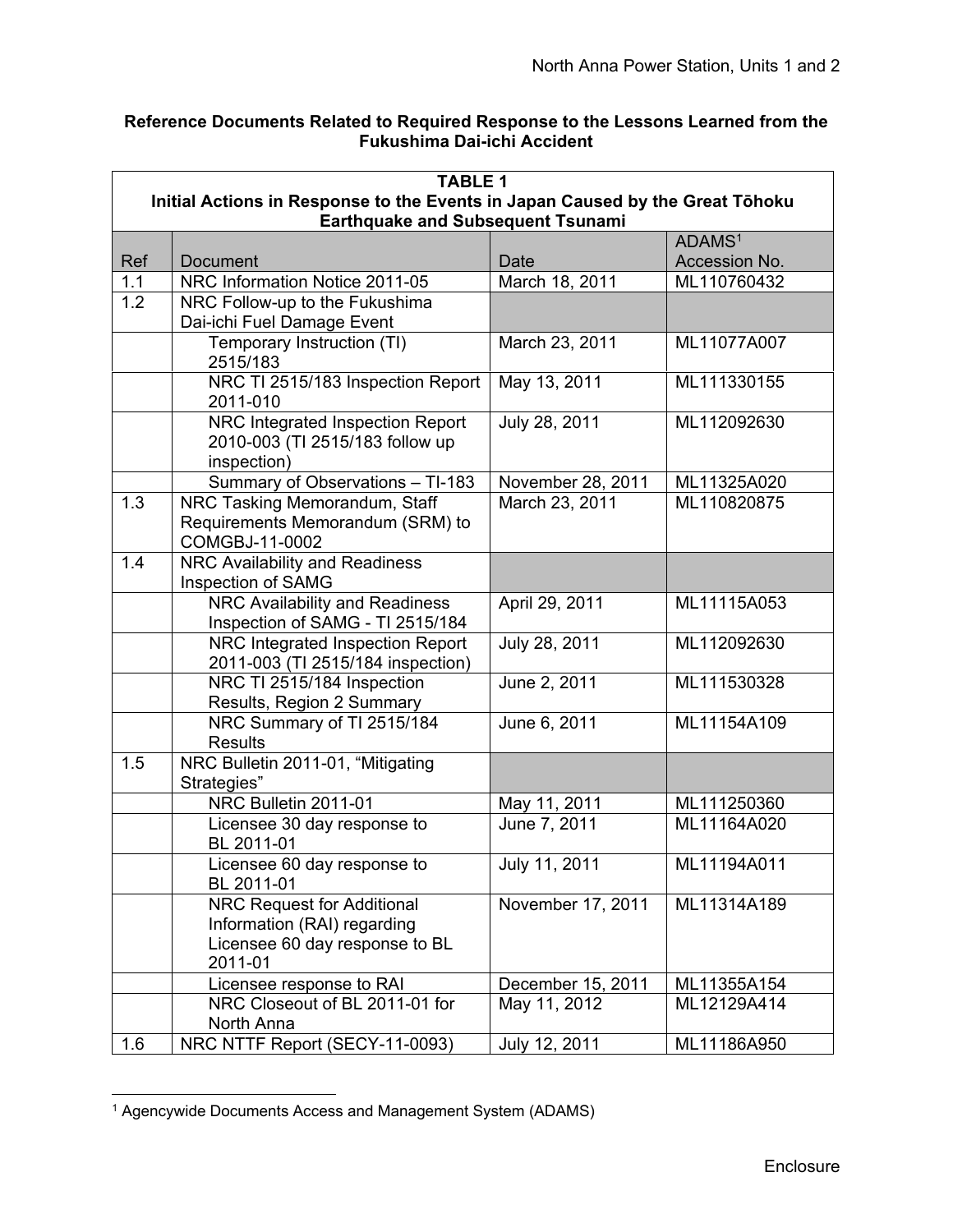**Reference Documents Related to Required Response to the Lessons Learned from the Fukushima Dai-ichi Accident**

| TABLE 1<br>Initial Actions in Response to the Events in Japan Caused by the Great Tōhoku Earthquake and Subsequent Tsunami | | | |
|---|---|---|---|
| Ref | Document | Date | ADAMS[1] Accession No. |
| 1.1 | NRC Information Notice 2011-05 | March 18, 2011 | ML110760432 |
| 1.2 | NRC Follow-up to the Fukushima Dai-ichi Fuel Damage Event | | |
| | Temporary Instruction (TI) 2515/183 | March 23, 2011 | ML11077A007 |
| | NRC TI 2515/183 Inspection Report 2011-010 | May 13, 2011 | ML111330155 |
| | NRC Integrated Inspection Report 2010-003 (TI 2515/183 follow up inspection) | July 28, 2011 | ML112092630 |
| | Summary of Observations – TI-183 | November 28, 2011 | ML11325A020 |
| 1.3 | NRC Tasking Memorandum, Staff Requirements Memorandum (SRM) to COMGBJ-11-0002 | March 23, 2011 | ML110820875 |
| 1.4 | NRC Availability and Readiness Inspection of SAMG | | |
| | NRC Availability and Readiness Inspection of SAMG - TI 2515/184 | April 29, 2011 | ML11115A053 |
| | NRC Integrated Inspection Report 2011-003 (TI 2515/184 inspection) | July 28, 2011 | ML112092630 |
| | NRC TI 2515/184 Inspection Results, Region 2 Summary | June 2, 2011 | ML111530328 |
| | NRC Summary of TI 2515/184 Results | June 6, 2011 | ML11154A109 |
| 1.5 | NRC Bulletin 2011-01, "Mitigating Strategies" | | |
| | NRC Bulletin 2011-01 | May 11, 2011 | ML111250360 |
| | Licensee 30 day response to BL 2011-01 | June 7, 2011 | ML11164A020 |
| | Licensee 60 day response to BL 2011-01 | July 11, 2011 | ML11194A011 |
| | NRC Request for Additional Information (RAI) regarding Licensee 60 day response to BL 2011-01 | November 17, 2011 | ML11314A189 |
| | Licensee response to RAI | December 15, 2011 | ML11355A154 |
| | NRC Closeout of BL 2011-01 for North Anna | May 11, 2012 | ML12129A414 |
| 1.6 | NRC NTTF Report (SECY-11-0093) | July 12, 2011 | ML11186A950 |

[1] Agencywide Documents Access and Management System (ADAMS)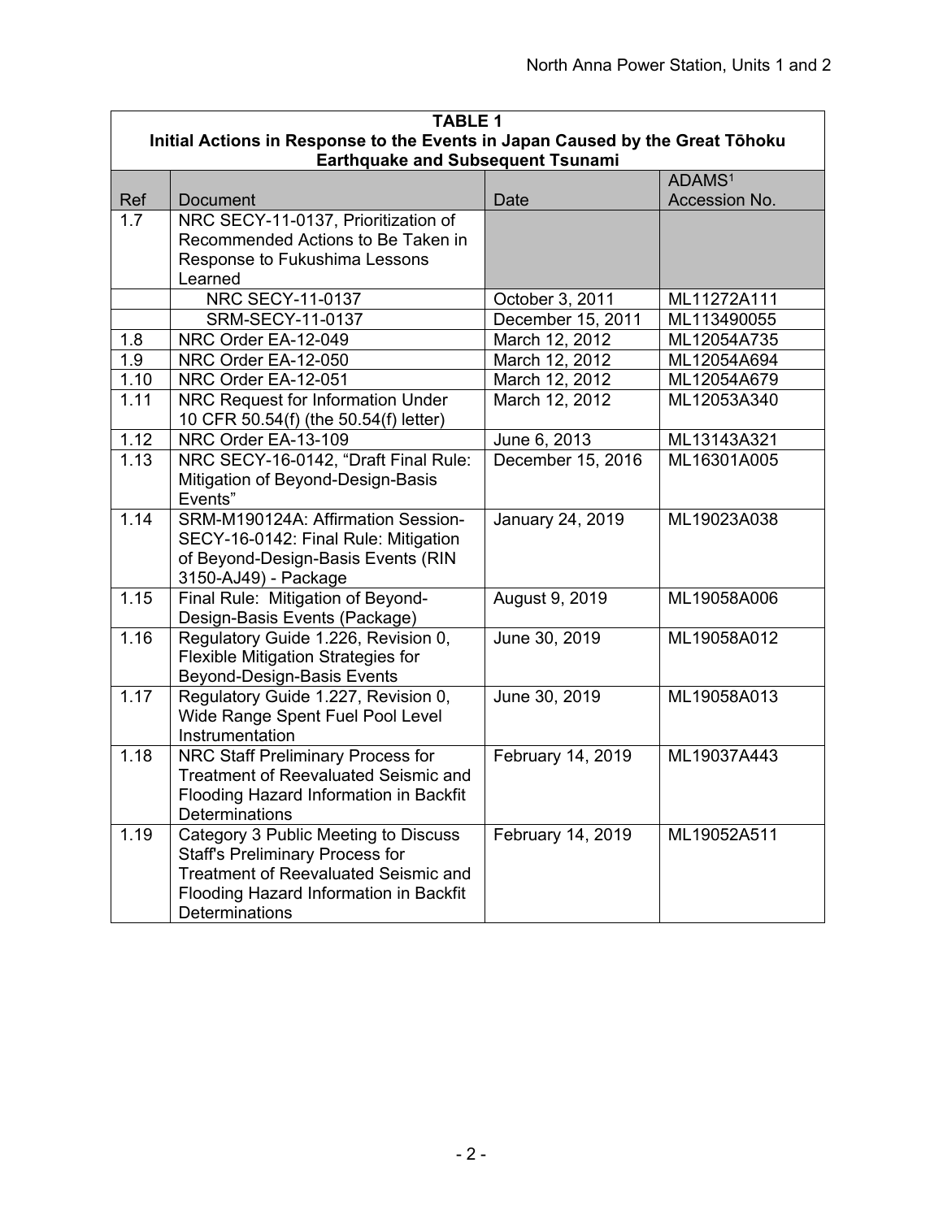| **TABLE 1** | | | |
|---|---|---|---|
| **Initial Actions in Response to the Events in Japan Caused by the Great Tōhoku Earthquake and Subsequent Tsunami** | | | |
| Ref | Document | Date | ADAMS[1] Accession No. |
| 1.7 | NRC SECY-11-0137, Prioritization of Recommended Actions to Be Taken in Response to Fukushima Lessons Learned | | |
| | NRC SECY-11-0137 | October 3, 2011 | ML11272A111 |
| | SRM-SECY-11-0137 | December 15, 2011 | ML113490055 |
| 1.8 | NRC Order EA-12-049 | March 12, 2012 | ML12054A735 |
| 1.9 | NRC Order EA-12-050 | March 12, 2012 | ML12054A694 |
| 1.10 | NRC Order EA-12-051 | March 12, 2012 | ML12054A679 |
| 1.11 | NRC Request for Information Under 10 CFR 50.54(f) (the 50.54(f) letter) | March 12, 2012 | ML12053A340 |
| 1.12 | NRC Order EA-13-109 | June 6, 2013 | ML13143A321 |
| 1.13 | NRC SECY-16-0142, "Draft Final Rule: Mitigation of Beyond-Design-Basis Events" | December 15, 2016 | ML16301A005 |
| 1.14 | SRM-M190124A: Affirmation Session-SECY-16-0142: Final Rule: Mitigation of Beyond-Design-Basis Events (RIN 3150-AJ49) - Package | January 24, 2019 | ML19023A038 |
| 1.15 | Final Rule: Mitigation of Beyond-Design-Basis Events (Package) | August 9, 2019 | ML19058A006 |
| 1.16 | Regulatory Guide 1.226, Revision 0, Flexible Mitigation Strategies for Beyond-Design-Basis Events | June 30, 2019 | ML19058A012 |
| 1.17 | Regulatory Guide 1.227, Revision 0, Wide Range Spent Fuel Pool Level Instrumentation | June 30, 2019 | ML19058A013 |
| 1.18 | NRC Staff Preliminary Process for Treatment of Reevaluated Seismic and Flooding Hazard Information in Backfit Determinations | February 14, 2019 | ML19037A443 |
| 1.19 | Category 3 Public Meeting to Discuss Staff's Preliminary Process for Treatment of Reevaluated Seismic and Flooding Hazard Information in Backfit Determinations | February 14, 2019 | ML19052A511 |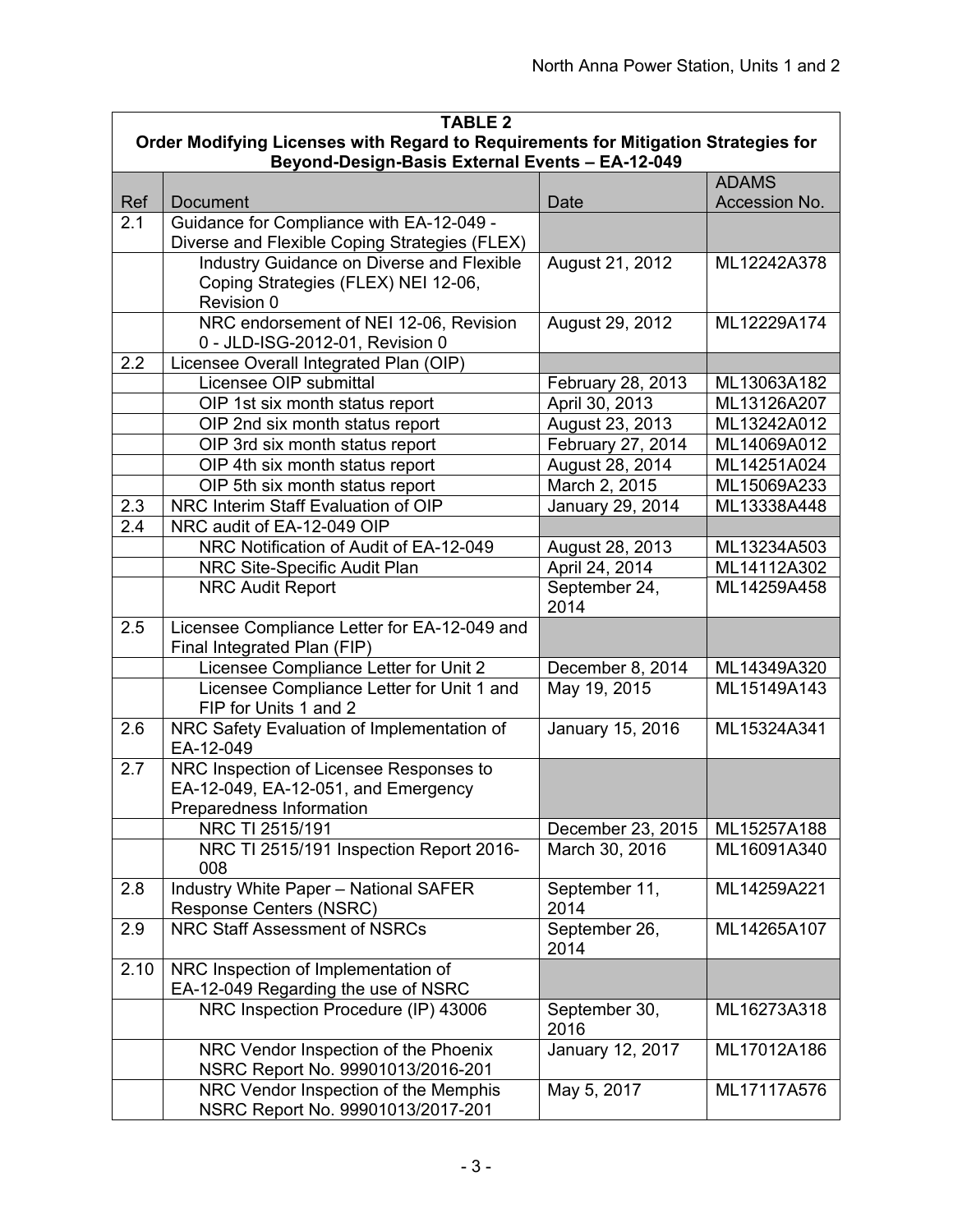| TABLE 2<br>Order Modifying Licenses with Regard to Requirements for Mitigation Strategies for Beyond-Design-Basis External Events – EA-12-049 | | | |
|---|---|---|---|
| Ref | Document | Date | ADAMS Accession No. |
| 2.1 | Guidance for Compliance with EA-12-049 - Diverse and Flexible Coping Strategies (FLEX) | | |
| | Industry Guidance on Diverse and Flexible Coping Strategies (FLEX) NEI 12-06, Revision 0 | August 21, 2012 | ML12242A378 |
| | NRC endorsement of NEI 12-06, Revision 0 - JLD-ISG-2012-01, Revision 0 | August 29, 2012 | ML12229A174 |
| 2.2 | Licensee Overall Integrated Plan (OIP) | | |
| | Licensee OIP submittal | February 28, 2013 | ML13063A182 |
| | OIP 1st six month status report | April 30, 2013 | ML13126A207 |
| | OIP 2nd six month status report | August 23, 2013 | ML13242A012 |
| | OIP 3rd six month status report | February 27, 2014 | ML14069A012 |
| | OIP 4th six month status report | August 28, 2014 | ML14251A024 |
| | OIP 5th six month status report | March 2, 2015 | ML15069A233 |
| 2.3 | NRC Interim Staff Evaluation of OIP | January 29, 2014 | ML13338A448 |
| 2.4 | NRC audit of EA-12-049 OIP | | |
| | NRC Notification of Audit of EA-12-049 | August 28, 2013 | ML13234A503 |
| | NRC Site-Specific Audit Plan | April 24, 2014 | ML14112A302 |
| | NRC Audit Report | September 24, 2014 | ML14259A458 |
| 2.5 | Licensee Compliance Letter for EA-12-049 and Final Integrated Plan (FIP) | | |
| | Licensee Compliance Letter for Unit 2 | December 8, 2014 | ML14349A320 |
| | Licensee Compliance Letter for Unit 1 and FIP for Units 1 and 2 | May 19, 2015 | ML15149A143 |
| 2.6 | NRC Safety Evaluation of Implementation of EA-12-049 | January 15, 2016 | ML15324A341 |
| 2.7 | NRC Inspection of Licensee Responses to EA-12-049, EA-12-051, and Emergency Preparedness Information | | |
| | NRC TI 2515/191 | December 23, 2015 | ML15257A188 |
| | NRC TI 2515/191 Inspection Report 2016-008 | March 30, 2016 | ML16091A340 |
| 2.8 | Industry White Paper – National SAFER Response Centers (NSRC) | September 11, 2014 | ML14259A221 |
| 2.9 | NRC Staff Assessment of NSRCs | September 26, 2014 | ML14265A107 |
| 2.10 | NRC Inspection of Implementation of EA-12-049 Regarding the use of NSRC | | |
| | NRC Inspection Procedure (IP) 43006 | September 30, 2016 | ML16273A318 |
| | NRC Vendor Inspection of the Phoenix NSRC Report No. 99901013/2016-201 | January 12, 2017 | ML17012A186 |
| | NRC Vendor Inspection of the Memphis NSRC Report No. 99901013/2017-201 | May 5, 2017 | ML17117A576 |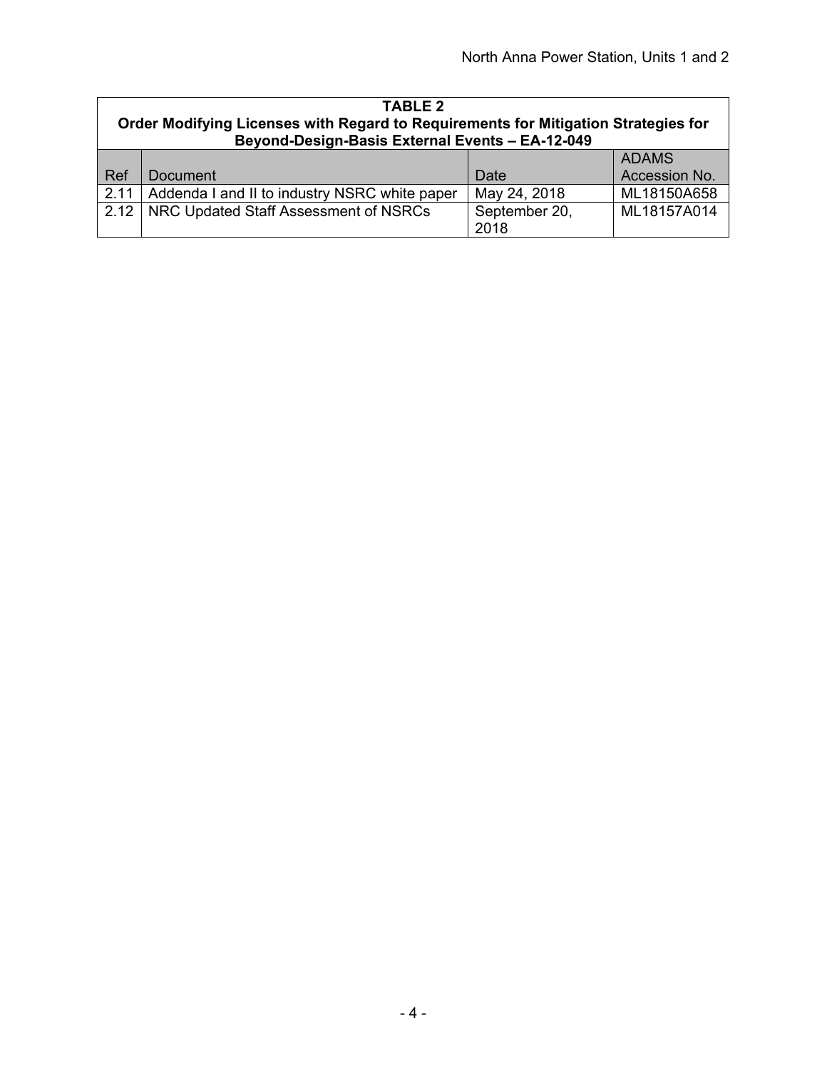| TABLE 2 Order Modifying Licenses with Regard to Requirements for Mitigation Strategies for Beyond-Design-Basis External Events – EA-12-049 | | | |
|---|---|---|---|
| Ref | Document | Date | ADAMS Accession No. |
| 2.11 | Addenda I and II to industry NSRC white paper | May 24, 2018 | ML18150A658 |
| 2.12 | NRC Updated Staff Assessment of NSRCs | September 20, 2018 | ML18157A014 |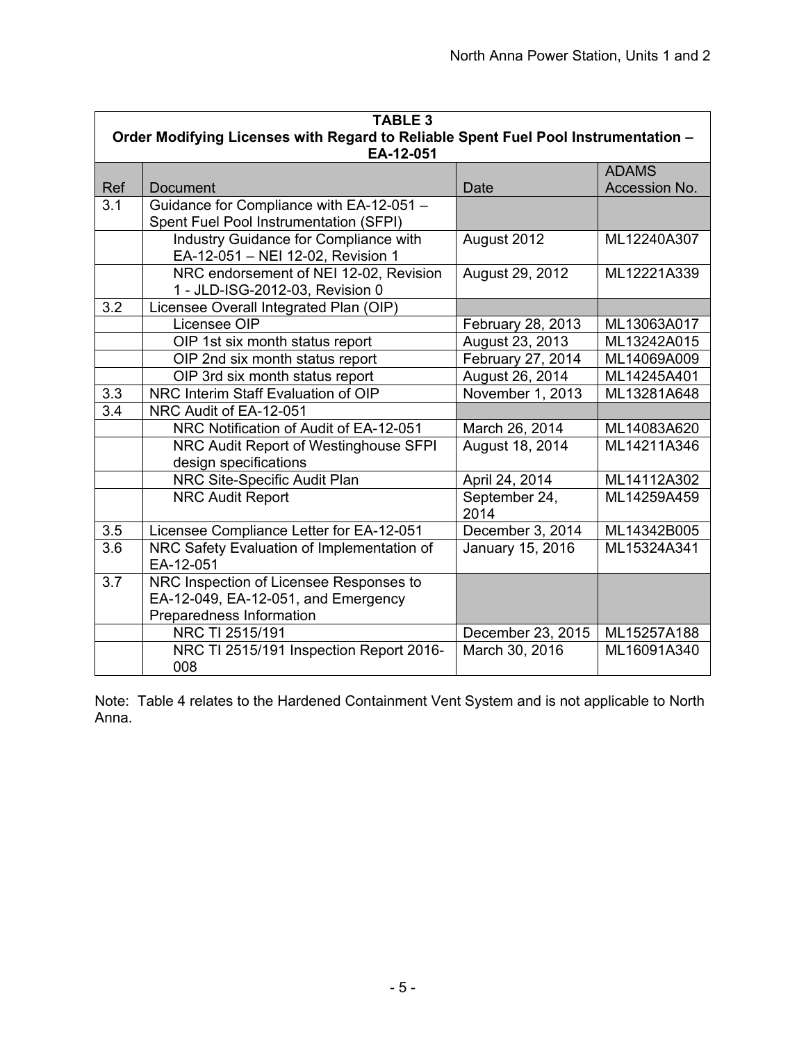**TABLE 3**
**Order Modifying Licenses with Regard to Reliable Spent Fuel Pool Instrumentation – EA-12-051**

| Ref | Document | Date | ADAMS Accession No. |
|---|---|---|---|
| 3.1 | Guidance for Compliance with EA-12-051 – Spent Fuel Pool Instrumentation (SFPI) | | |
| | Industry Guidance for Compliance with EA-12-051 – NEI 12-02, Revision 1 | August 2012 | ML12240A307 |
| | NRC endorsement of NEI 12-02, Revision 1 - JLD-ISG-2012-03, Revision 0 | August 29, 2012 | ML12221A339 |
| 3.2 | Licensee Overall Integrated Plan (OIP) | | |
| | Licensee OIP | February 28, 2013 | ML13063A017 |
| | OIP 1st six month status report | August 23, 2013 | ML13242A015 |
| | OIP 2nd six month status report | February 27, 2014 | ML14069A009 |
| | OIP 3rd six month status report | August 26, 2014 | ML14245A401 |
| 3.3 | NRC Interim Staff Evaluation of OIP | November 1, 2013 | ML13281A648 |
| 3.4 | NRC Audit of EA-12-051 | | |
| | NRC Notification of Audit of EA-12-051 | March 26, 2014 | ML14083A620 |
| | NRC Audit Report of Westinghouse SFPI design specifications | August 18, 2014 | ML14211A346 |
| | NRC Site-Specific Audit Plan | April 24, 2014 | ML14112A302 |
| | NRC Audit Report | September 24, 2014 | ML14259A459 |
| 3.5 | Licensee Compliance Letter for EA-12-051 | December 3, 2014 | ML14342B005 |
| 3.6 | NRC Safety Evaluation of Implementation of EA-12-051 | January 15, 2016 | ML15324A341 |
| 3.7 | NRC Inspection of Licensee Responses to EA-12-049, EA-12-051, and Emergency Preparedness Information | | |
| | NRC TI 2515/191 | December 23, 2015 | ML15257A188 |
| | NRC TI 2515/191 Inspection Report 2016-008 | March 30, 2016 | ML16091A340 |

Note: Table 4 relates to the Hardened Containment Vent System and is not applicable to North Anna.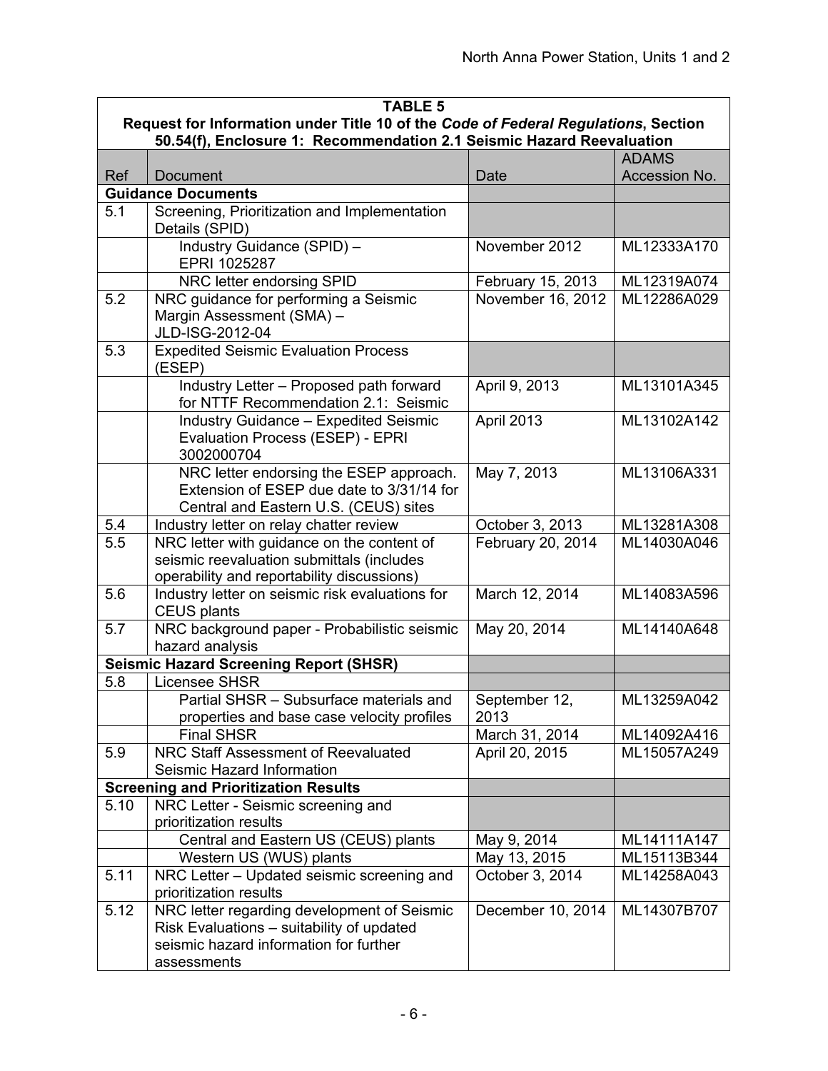**TABLE 5**

**Request for Information under Title 10 of the *Code of Federal Regulations*, Section 50.54(f), Enclosure 1: Recommendation 2.1 Seismic Hazard Reevaluation**

| Ref | Document | Date | ADAMS Accession No. |
|---|---|---|---|
| **Guidance Documents** | | | |
| 5.1 | Screening, Prioritization and Implementation Details (SPID) | | |
| | Industry Guidance (SPID) – EPRI 1025287 | November 2012 | ML12333A170 |
| | NRC letter endorsing SPID | February 15, 2013 | ML12319A074 |
| 5.2 | NRC guidance for performing a Seismic Margin Assessment (SMA) – JLD-ISG-2012-04 | November 16, 2012 | ML12286A029 |
| 5.3 | Expedited Seismic Evaluation Process (ESEP) | | |
| | Industry Letter – Proposed path forward for NTTF Recommendation 2.1: Seismic | April 9, 2013 | ML13101A345 |
| | Industry Guidance – Expedited Seismic Evaluation Process (ESEP) - EPRI 3002000704 | April 2013 | ML13102A142 |
| | NRC letter endorsing the ESEP approach. Extension of ESEP due date to 3/31/14 for Central and Eastern U.S. (CEUS) sites | May 7, 2013 | ML13106A331 |
| 5.4 | Industry letter on relay chatter review | October 3, 2013 | ML13281A308 |
| 5.5 | NRC letter with guidance on the content of seismic reevaluation submittals (includes operability and reportability discussions) | February 20, 2014 | ML14030A046 |
| 5.6 | Industry letter on seismic risk evaluations for CEUS plants | March 12, 2014 | ML14083A596 |
| 5.7 | NRC background paper - Probabilistic seismic hazard analysis | May 20, 2014 | ML14140A648 |
| **Seismic Hazard Screening Report (SHSR)** | | | |
| 5.8 | Licensee SHSR | | |
| | Partial SHSR – Subsurface materials and properties and base case velocity profiles | September 12, 2013 | ML13259A042 |
| | Final SHSR | March 31, 2014 | ML14092A416 |
| 5.9 | NRC Staff Assessment of Reevaluated Seismic Hazard Information | April 20, 2015 | ML15057A249 |
| **Screening and Prioritization Results** | | | |
| 5.10 | NRC Letter - Seismic screening and prioritization results | | |
| | Central and Eastern US (CEUS) plants | May 9, 2014 | ML14111A147 |
| | Western US (WUS) plants | May 13, 2015 | ML15113B344 |
| 5.11 | NRC Letter – Updated seismic screening and prioritization results | October 3, 2014 | ML14258A043 |
| 5.12 | NRC letter regarding development of Seismic Risk Evaluations – suitability of updated seismic hazard information for further assessments | December 10, 2014 | ML14307B707 |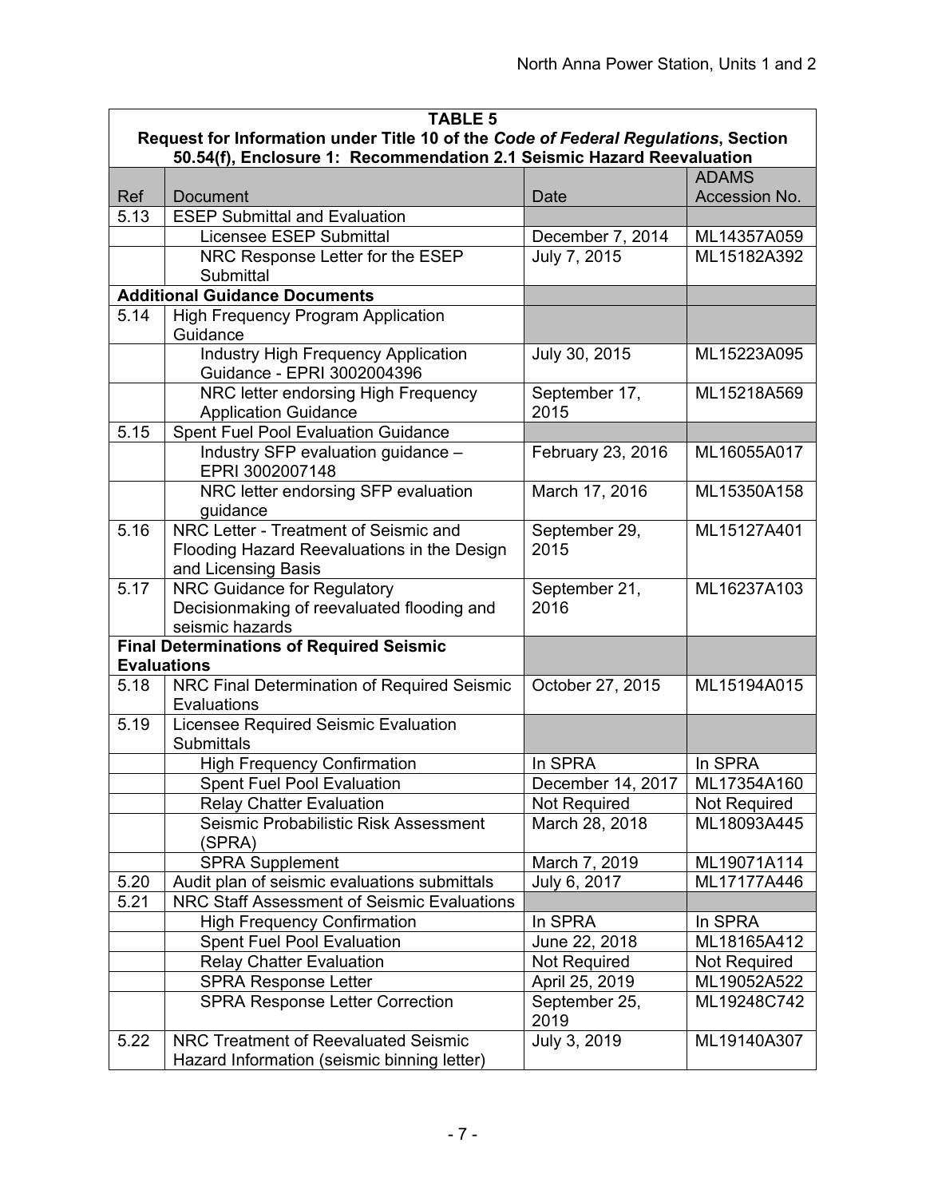| TABLE 5 | | | |
|---|---|---|---|
| Request for Information under Title 10 of the *Code of Federal Regulations*, Section 50.54(f), Enclosure 1: Recommendation 2.1 Seismic Hazard Reevaluation | | | |
| Ref | Document | Date | ADAMS Accession No. |
| 5.13 | ESEP Submittal and Evaluation | | |
| | Licensee ESEP Submittal | December 7, 2014 | ML14357A059 |
| | NRC Response Letter for the ESEP Submittal | July 7, 2015 | ML15182A392 |
| **Additional Guidance Documents** | | | |
| 5.14 | High Frequency Program Application Guidance | | |
| | Industry High Frequency Application Guidance - EPRI 3002004396 | July 30, 2015 | ML15223A095 |
| | NRC letter endorsing High Frequency Application Guidance | September 17, 2015 | ML15218A569 |
| 5.15 | Spent Fuel Pool Evaluation Guidance | | |
| | Industry SFP evaluation guidance – EPRI 3002007148 | February 23, 2016 | ML16055A017 |
| | NRC letter endorsing SFP evaluation guidance | March 17, 2016 | ML15350A158 |
| 5.16 | NRC Letter - Treatment of Seismic and Flooding Hazard Reevaluations in the Design and Licensing Basis | September 29, 2015 | ML15127A401 |
| 5.17 | NRC Guidance for Regulatory Decisionmaking of reevaluated flooding and seismic hazards | September 21, 2016 | ML16237A103 |
| **Final Determinations of Required Seismic Evaluations** | | | |
| 5.18 | NRC Final Determination of Required Seismic Evaluations | October 27, 2015 | ML15194A015 |
| 5.19 | Licensee Required Seismic Evaluation Submittals | | |
| | High Frequency Confirmation | In SPRA | In SPRA |
| | Spent Fuel Pool Evaluation | December 14, 2017 | ML17354A160 |
| | Relay Chatter Evaluation | Not Required | Not Required |
| | Seismic Probabilistic Risk Assessment (SPRA) | March 28, 2018 | ML18093A445 |
| | SPRA Supplement | March 7, 2019 | ML19071A114 |
| 5.20 | Audit plan of seismic evaluations submittals | July 6, 2017 | ML17177A446 |
| 5.21 | NRC Staff Assessment of Seismic Evaluations | | |
| | High Frequency Confirmation | In SPRA | In SPRA |
| | Spent Fuel Pool Evaluation | June 22, 2018 | ML18165A412 |
| | Relay Chatter Evaluation | Not Required | Not Required |
| | SPRA Response Letter | April 25, 2019 | ML19052A522 |
| | SPRA Response Letter Correction | September 25, 2019 | ML19248C742 |
| 5.22 | NRC Treatment of Reevaluated Seismic Hazard Information (seismic binning letter) | July 3, 2019 | ML19140A307 |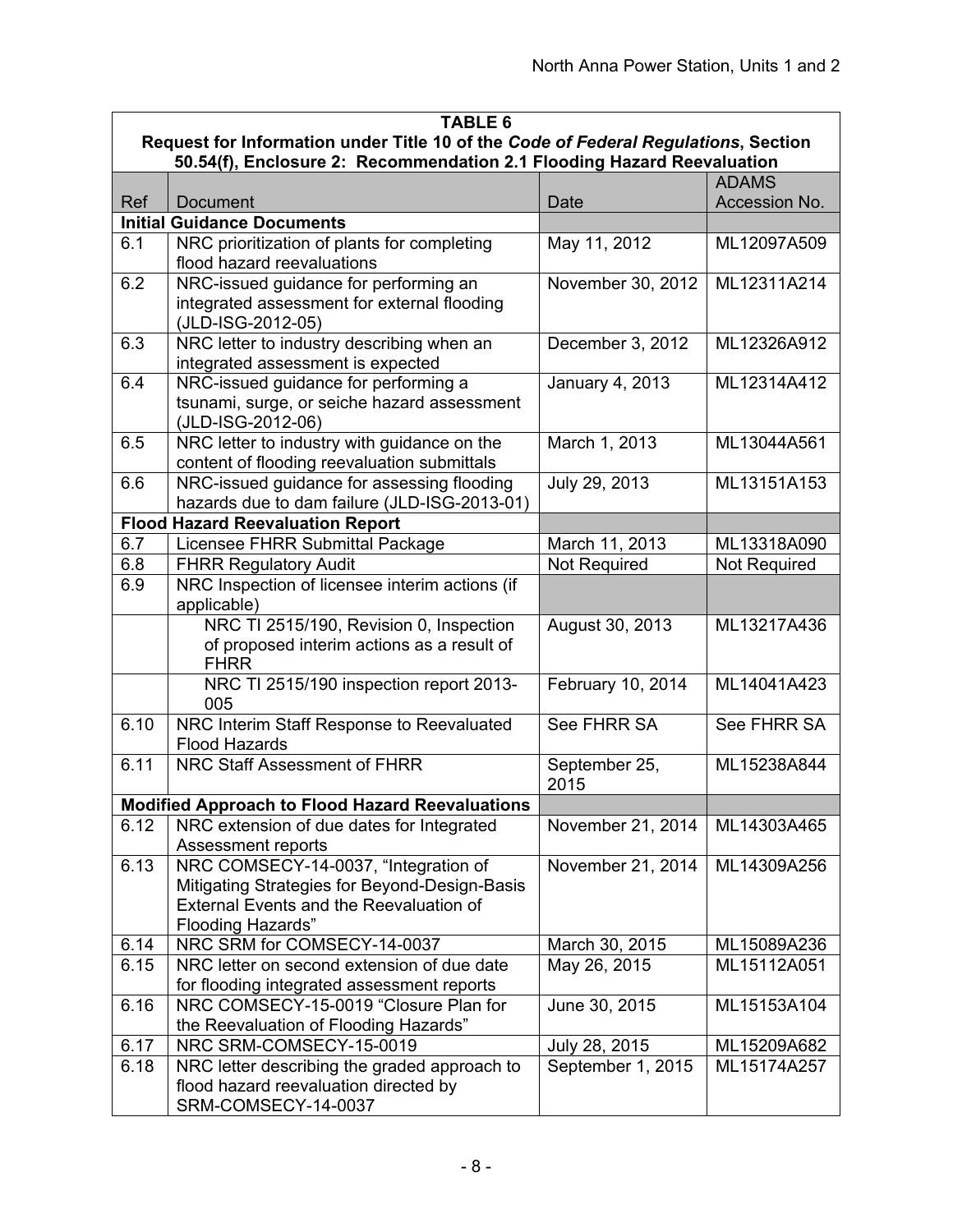| TABLE 6<br>Request for Information under Title 10 of the *Code of Federal Regulations*, Section 50.54(f), Enclosure 2: Recommendation 2.1 Flooding Hazard Reevaluation | | | |
|---|---|---|---|
| Ref | Document | Date | ADAMS Accession No. |
| **Initial Guidance Documents** | | | |
| 6.1 | NRC prioritization of plants for completing flood hazard reevaluations | May 11, 2012 | ML12097A509 |
| 6.2 | NRC-issued guidance for performing an integrated assessment for external flooding (JLD-ISG-2012-05) | November 30, 2012 | ML12311A214 |
| 6.3 | NRC letter to industry describing when an integrated assessment is expected | December 3, 2012 | ML12326A912 |
| 6.4 | NRC-issued guidance for performing a tsunami, surge, or seiche hazard assessment (JLD-ISG-2012-06) | January 4, 2013 | ML12314A412 |
| 6.5 | NRC letter to industry with guidance on the content of flooding reevaluation submittals | March 1, 2013 | ML13044A561 |
| 6.6 | NRC-issued guidance for assessing flooding hazards due to dam failure (JLD-ISG-2013-01) | July 29, 2013 | ML13151A153 |
| **Flood Hazard Reevaluation Report** | | | |
| 6.7 | Licensee FHRR Submittal Package | March 11, 2013 | ML13318A090 |
| 6.8 | FHRR Regulatory Audit | Not Required | Not Required |
| 6.9 | NRC Inspection of licensee interim actions (if applicable) | | |
| | NRC TI 2515/190, Revision 0, Inspection of proposed interim actions as a result of FHRR | August 30, 2013 | ML13217A436 |
| | NRC TI 2515/190 inspection report 2013-005 | February 10, 2014 | ML14041A423 |
| 6.10 | NRC Interim Staff Response to Reevaluated Flood Hazards | See FHRR SA | See FHRR SA |
| 6.11 | NRC Staff Assessment of FHRR | September 25, 2015 | ML15238A844 |
| **Modified Approach to Flood Hazard Reevaluations** | | | |
| 6.12 | NRC extension of due dates for Integrated Assessment reports | November 21, 2014 | ML14303A465 |
| 6.13 | NRC COMSECY-14-0037, "Integration of Mitigating Strategies for Beyond-Design-Basis External Events and the Reevaluation of Flooding Hazards" | November 21, 2014 | ML14309A256 |
| 6.14 | NRC SRM for COMSECY-14-0037 | March 30, 2015 | ML15089A236 |
| 6.15 | NRC letter on second extension of due date for flooding integrated assessment reports | May 26, 2015 | ML15112A051 |
| 6.16 | NRC COMSECY-15-0019 "Closure Plan for the Reevaluation of Flooding Hazards" | June 30, 2015 | ML15153A104 |
| 6.17 | NRC SRM-COMSECY-15-0019 | July 28, 2015 | ML15209A682 |
| 6.18 | NRC letter describing the graded approach to flood hazard reevaluation directed by SRM-COMSECY-14-0037 | September 1, 2015 | ML15174A257 |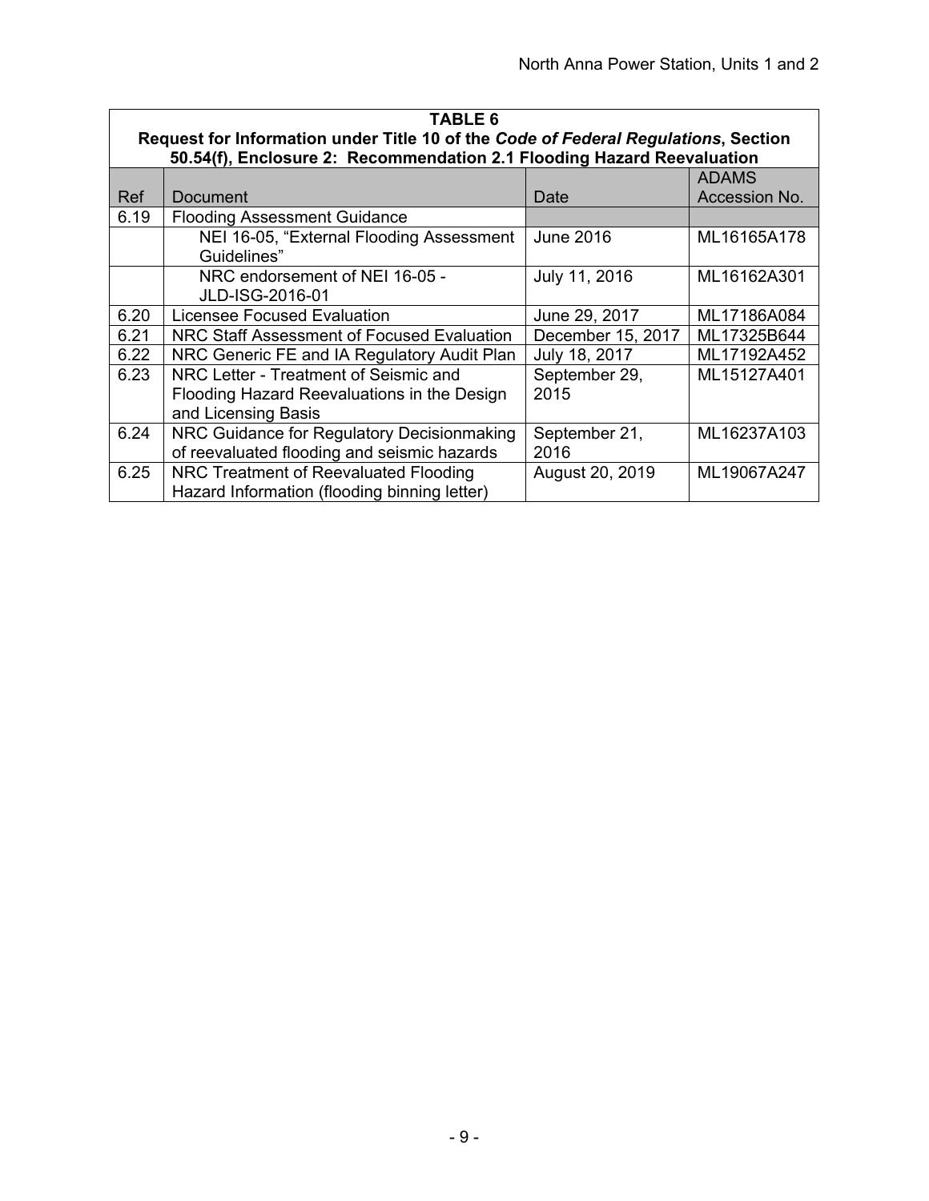| **TABLE 6**<br>**Request for Information under Title 10 of the *Code of Federal Regulations*, Section 50.54(f), Enclosure 2: Recommendation 2.1 Flooding Hazard Reevaluation** | | | |
|---|---|---|---|
| Ref | Document | Date | ADAMS Accession No. |
| 6.19 | Flooding Assessment Guidance | | |
| | NEI 16-05, "External Flooding Assessment Guidelines" | June 2016 | ML16165A178 |
| | NRC endorsement of NEI 16-05 - JLD-ISG-2016-01 | July 11, 2016 | ML16162A301 |
| 6.20 | Licensee Focused Evaluation | June 29, 2017 | ML17186A084 |
| 6.21 | NRC Staff Assessment of Focused Evaluation | December 15, 2017 | ML17325B644 |
| 6.22 | NRC Generic FE and IA Regulatory Audit Plan | July 18, 2017 | ML17192A452 |
| 6.23 | NRC Letter - Treatment of Seismic and Flooding Hazard Reevaluations in the Design and Licensing Basis | September 29, 2015 | ML15127A401 |
| 6.24 | NRC Guidance for Regulatory Decisionmaking of reevaluated flooding and seismic hazards | September 21, 2016 | ML16237A103 |
| 6.25 | NRC Treatment of Reevaluated Flooding Hazard Information (flooding binning letter) | August 20, 2019 | ML19067A247 |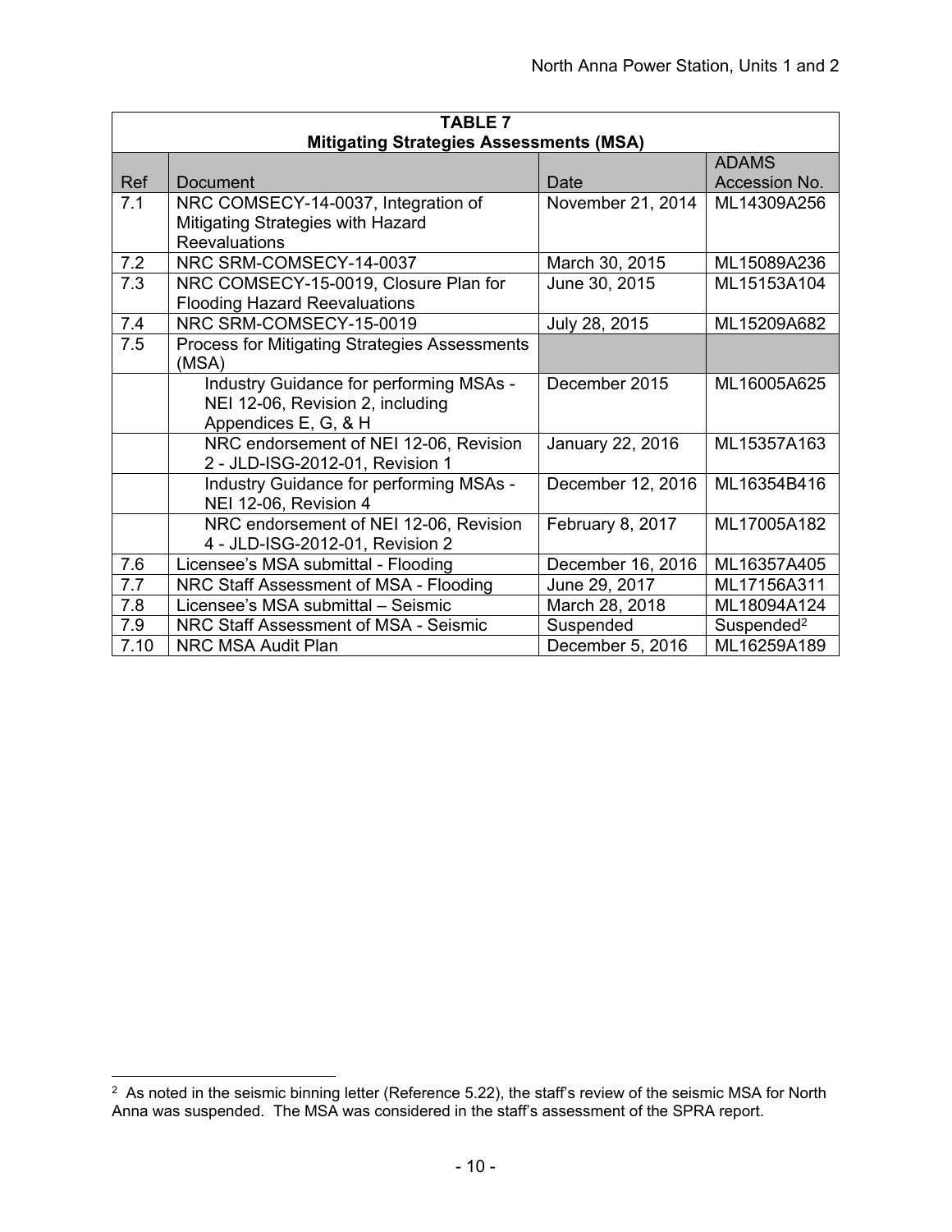| TABLE 7 Mitigating Strategies Assessments (MSA) | | | |
|---|---|---|---|
| Ref | Document | Date | ADAMS Accession No. |
| 7.1 | NRC COMSECY-14-0037, Integration of Mitigating Strategies with Hazard Reevaluations | November 21, 2014 | ML14309A256 |
| 7.2 | NRC SRM-COMSECY-14-0037 | March 30, 2015 | ML15089A236 |
| 7.3 | NRC COMSECY-15-0019, Closure Plan for Flooding Hazard Reevaluations | June 30, 2015 | ML15153A104 |
| 7.4 | NRC SRM-COMSECY-15-0019 | July 28, 2015 | ML15209A682 |
| 7.5 | Process for Mitigating Strategies Assessments (MSA) | | |
| | Industry Guidance for performing MSAs - NEI 12-06, Revision 2, including Appendices E, G, & H | December 2015 | ML16005A625 |
| | NRC endorsement of NEI 12-06, Revision 2 - JLD-ISG-2012-01, Revision 1 | January 22, 2016 | ML15357A163 |
| | Industry Guidance for performing MSAs - NEI 12-06, Revision 4 | December 12, 2016 | ML16354B416 |
| | NRC endorsement of NEI 12-06, Revision 4 - JLD-ISG-2012-01, Revision 2 | February 8, 2017 | ML17005A182 |
| 7.6 | Licensee's MSA submittal - Flooding | December 16, 2016 | ML16357A405 |
| 7.7 | NRC Staff Assessment of MSA - Flooding | June 29, 2017 | ML17156A311 |
| 7.8 | Licensee's MSA submittal – Seismic | March 28, 2018 | ML18094A124 |
| 7.9 | NRC Staff Assessment of MSA - Seismic | Suspended | Suspended[2] |
| 7.10 | NRC MSA Audit Plan | December 5, 2016 | ML16259A189 |

[2] As noted in the seismic binning letter (Reference 5.22), the staff's review of the seismic MSA for North Anna was suspended. The MSA was considered in the staff's assessment of the SPRA report.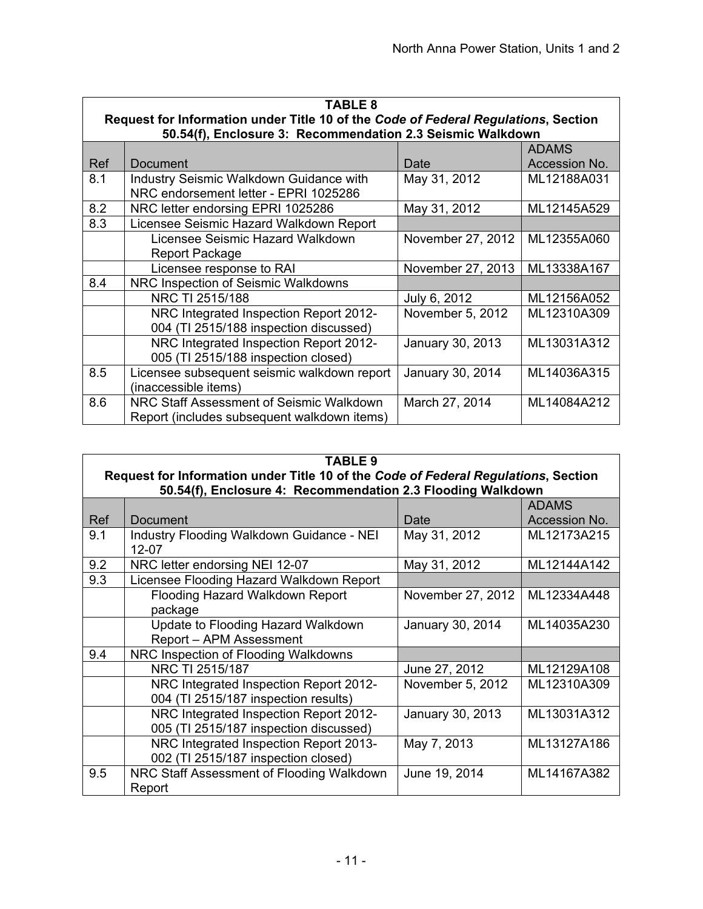| TABLE 8 | | | |
|---|---|---|---|
| **Request for Information under Title 10 of the *Code of Federal Regulations*, Section 50.54(f), Enclosure 3: Recommendation 2.3 Seismic Walkdown** | | | |
| Ref | Document | Date | ADAMS Accession No. |
| 8.1 | Industry Seismic Walkdown Guidance with NRC endorsement letter - EPRI 1025286 | May 31, 2012 | ML12188A031 |
| 8.2 | NRC letter endorsing EPRI 1025286 | May 31, 2012 | ML12145A529 |
| 8.3 | Licensee Seismic Hazard Walkdown Report | | |
| | Licensee Seismic Hazard Walkdown Report Package | November 27, 2012 | ML12355A060 |
| | Licensee response to RAI | November 27, 2013 | ML13338A167 |
| 8.4 | NRC Inspection of Seismic Walkdowns | | |
| | NRC TI 2515/188 | July 6, 2012 | ML12156A052 |
| | NRC Integrated Inspection Report 2012-004 (TI 2515/188 inspection discussed) | November 5, 2012 | ML12310A309 |
| | NRC Integrated Inspection Report 2012-005 (TI 2515/188 inspection closed) | January 30, 2013 | ML13031A312 |
| 8.5 | Licensee subsequent seismic walkdown report (inaccessible items) | January 30, 2014 | ML14036A315 |
| 8.6 | NRC Staff Assessment of Seismic Walkdown Report (includes subsequent walkdown items) | March 27, 2014 | ML14084A212 |

| TABLE 9 | | | |
|---|---|---|---|
| **Request for Information under Title 10 of the *Code of Federal Regulations*, Section 50.54(f), Enclosure 4: Recommendation 2.3 Flooding Walkdown** | | | |
| Ref | Document | Date | ADAMS Accession No. |
| 9.1 | Industry Flooding Walkdown Guidance - NEI 12-07 | May 31, 2012 | ML12173A215 |
| 9.2 | NRC letter endorsing NEI 12-07 | May 31, 2012 | ML12144A142 |
| 9.3 | Licensee Flooding Hazard Walkdown Report | | |
| | Flooding Hazard Walkdown Report package | November 27, 2012 | ML12334A448 |
| | Update to Flooding Hazard Walkdown Report – APM Assessment | January 30, 2014 | ML14035A230 |
| 9.4 | NRC Inspection of Flooding Walkdowns | | |
| | NRC TI 2515/187 | June 27, 2012 | ML12129A108 |
| | NRC Integrated Inspection Report 2012-004 (TI 2515/187 inspection results) | November 5, 2012 | ML12310A309 |
| | NRC Integrated Inspection Report 2012-005 (TI 2515/187 inspection discussed) | January 30, 2013 | ML13031A312 |
| | NRC Integrated Inspection Report 2013-002 (TI 2515/187 inspection closed) | May 7, 2013 | ML13127A186 |
| 9.5 | NRC Staff Assessment of Flooding Walkdown Report | June 19, 2014 | ML14167A382 |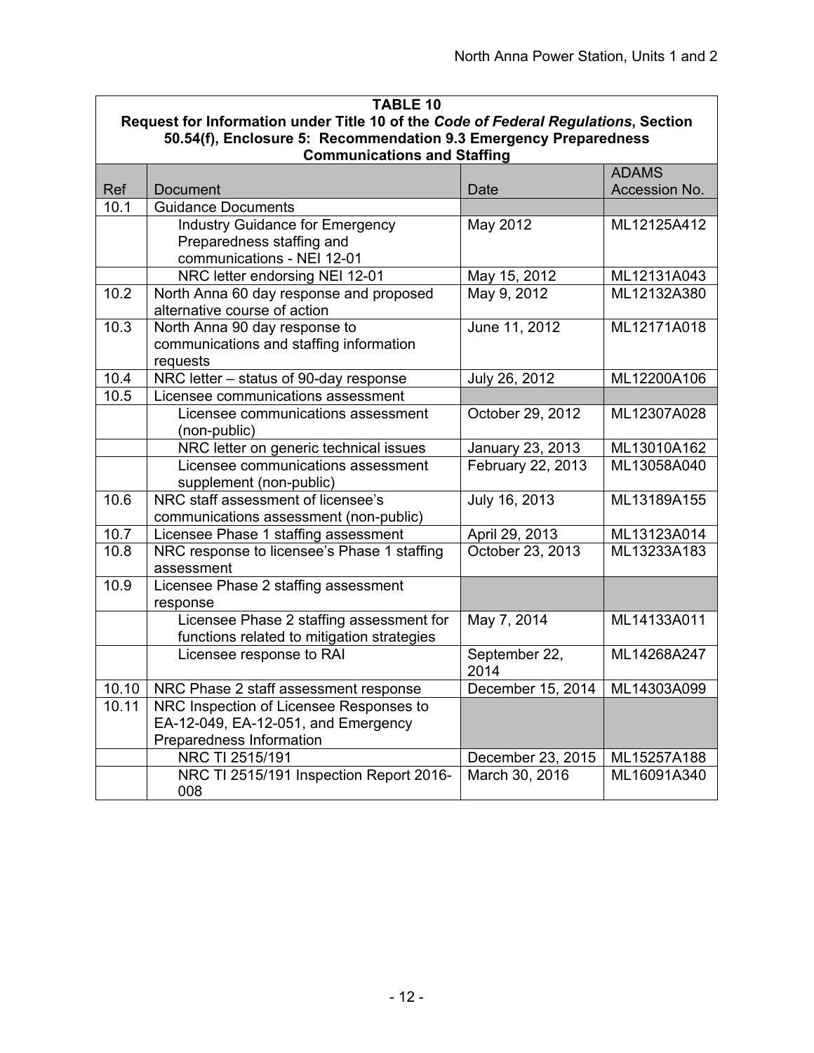**TABLE 10**
**Request for Information under Title 10 of the *Code of Federal Regulations*, Section 50.54(f), Enclosure 5: Recommendation 9.3 Emergency Preparedness Communications and Staffing**

| Ref | Document | Date | ADAMS Accession No. |
|---|---|---|---|
| 10.1 | Guidance Documents | | |
| | Industry Guidance for Emergency Preparedness staffing and communications - NEI 12-01 | May 2012 | ML12125A412 |
| | NRC letter endorsing NEI 12-01 | May 15, 2012 | ML12131A043 |
| 10.2 | North Anna 60 day response and proposed alternative course of action | May 9, 2012 | ML12132A380 |
| 10.3 | North Anna 90 day response to communications and staffing information requests | June 11, 2012 | ML12171A018 |
| 10.4 | NRC letter – status of 90-day response | July 26, 2012 | ML12200A106 |
| 10.5 | Licensee communications assessment | | |
| | Licensee communications assessment (non-public) | October 29, 2012 | ML12307A028 |
| | NRC letter on generic technical issues | January 23, 2013 | ML13010A162 |
| | Licensee communications assessment supplement (non-public) | February 22, 2013 | ML13058A040 |
| 10.6 | NRC staff assessment of licensee's communications assessment (non-public) | July 16, 2013 | ML13189A155 |
| 10.7 | Licensee Phase 1 staffing assessment | April 29, 2013 | ML13123A014 |
| 10.8 | NRC response to licensee's Phase 1 staffing assessment | October 23, 2013 | ML13233A183 |
| 10.9 | Licensee Phase 2 staffing assessment response | | |
| | Licensee Phase 2 staffing assessment for functions related to mitigation strategies | May 7, 2014 | ML14133A011 |
| | Licensee response to RAI | September 22, 2014 | ML14268A247 |
| 10.10 | NRC Phase 2 staff assessment response | December 15, 2014 | ML14303A099 |
| 10.11 | NRC Inspection of Licensee Responses to EA-12-049, EA-12-051, and Emergency Preparedness Information | | |
| | NRC TI 2515/191 | December 23, 2015 | ML15257A188 |
| | NRC TI 2515/191 Inspection Report 2016-008 | March 30, 2016 | ML16091A340 |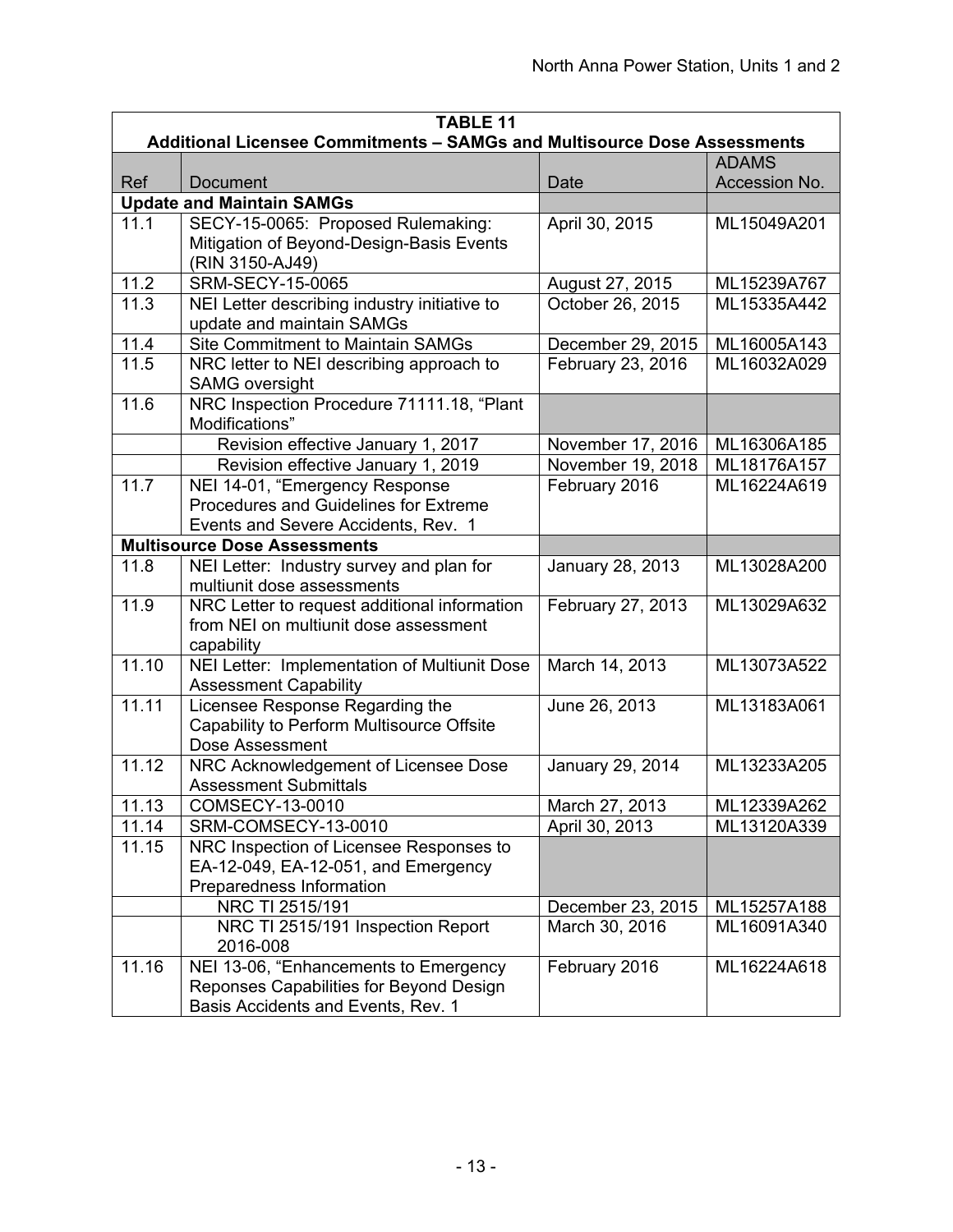| TABLE 11 Additional Licensee Commitments – SAMGs and Multisource Dose Assessments | | | |
|---|---|---|---|
| Ref | Document | Date | ADAMS Accession No. |
| **Update and Maintain SAMGs** | | | |
| 11.1 | SECY-15-0065: Proposed Rulemaking: Mitigation of Beyond-Design-Basis Events (RIN 3150-AJ49) | April 30, 2015 | ML15049A201 |
| 11.2 | SRM-SECY-15-0065 | August 27, 2015 | ML15239A767 |
| 11.3 | NEI Letter describing industry initiative to update and maintain SAMGs | October 26, 2015 | ML15335A442 |
| 11.4 | Site Commitment to Maintain SAMGs | December 29, 2015 | ML16005A143 |
| 11.5 | NRC letter to NEI describing approach to SAMG oversight | February 23, 2016 | ML16032A029 |
| 11.6 | NRC Inspection Procedure 71111.18, "Plant Modifications" | | |
| | Revision effective January 1, 2017 | November 17, 2016 | ML16306A185 |
| | Revision effective January 1, 2019 | November 19, 2018 | ML18176A157 |
| 11.7 | NEI 14-01, "Emergency Response Procedures and Guidelines for Extreme Events and Severe Accidents, Rev. 1 | February 2016 | ML16224A619 |
| **Multisource Dose Assessments** | | | |
| 11.8 | NEI Letter: Industry survey and plan for multiunit dose assessments | January 28, 2013 | ML13028A200 |
| 11.9 | NRC Letter to request additional information from NEI on multiunit dose assessment capability | February 27, 2013 | ML13029A632 |
| 11.10 | NEI Letter: Implementation of Multiunit Dose Assessment Capability | March 14, 2013 | ML13073A522 |
| 11.11 | Licensee Response Regarding the Capability to Perform Multisource Offsite Dose Assessment | June 26, 2013 | ML13183A061 |
| 11.12 | NRC Acknowledgement of Licensee Dose Assessment Submittals | January 29, 2014 | ML13233A205 |
| 11.13 | COMSECY-13-0010 | March 27, 2013 | ML12339A262 |
| 11.14 | SRM-COMSECY-13-0010 | April 30, 2013 | ML13120A339 |
| 11.15 | NRC Inspection of Licensee Responses to EA-12-049, EA-12-051, and Emergency Preparedness Information | | |
| | NRC TI 2515/191 | December 23, 2015 | ML15257A188 |
| | NRC TI 2515/191 Inspection Report 2016-008 | March 30, 2016 | ML16091A340 |
| 11.16 | NEI 13-06, "Enhancements to Emergency Reponses Capabilities for Beyond Design Basis Accidents and Events, Rev. 1 | February 2016 | ML16224A618 |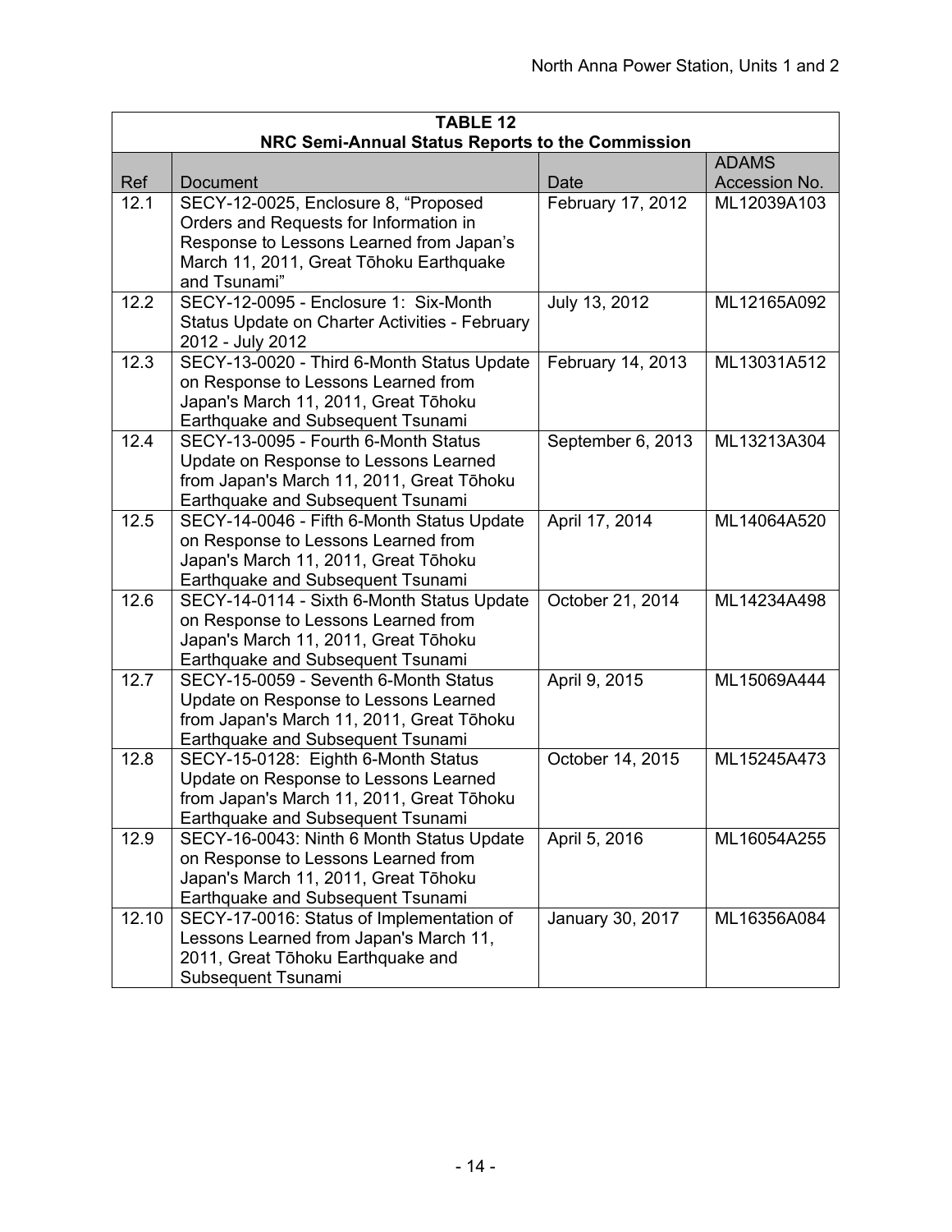| TABLE 12<br>NRC Semi-Annual Status Reports to the Commission | | | |
|---|---|---|---|
| Ref | Document | Date | ADAMS Accession No. |
| 12.1 | SECY-12-0025, Enclosure 8, "Proposed Orders and Requests for Information in Response to Lessons Learned from Japan's March 11, 2011, Great Tōhoku Earthquake and Tsunami" | February 17, 2012 | ML12039A103 |
| 12.2 | SECY-12-0095 - Enclosure 1: Six-Month Status Update on Charter Activities - February 2012 - July 2012 | July 13, 2012 | ML12165A092 |
| 12.3 | SECY-13-0020 - Third 6-Month Status Update on Response to Lessons Learned from Japan's March 11, 2011, Great Tōhoku Earthquake and Subsequent Tsunami | February 14, 2013 | ML13031A512 |
| 12.4 | SECY-13-0095 - Fourth 6-Month Status Update on Response to Lessons Learned from Japan's March 11, 2011, Great Tōhoku Earthquake and Subsequent Tsunami | September 6, 2013 | ML13213A304 |
| 12.5 | SECY-14-0046 - Fifth 6-Month Status Update on Response to Lessons Learned from Japan's March 11, 2011, Great Tōhoku Earthquake and Subsequent Tsunami | April 17, 2014 | ML14064A520 |
| 12.6 | SECY-14-0114 - Sixth 6-Month Status Update on Response to Lessons Learned from Japan's March 11, 2011, Great Tōhoku Earthquake and Subsequent Tsunami | October 21, 2014 | ML14234A498 |
| 12.7 | SECY-15-0059 - Seventh 6-Month Status Update on Response to Lessons Learned from Japan's March 11, 2011, Great Tōhoku Earthquake and Subsequent Tsunami | April 9, 2015 | ML15069A444 |
| 12.8 | SECY-15-0128: Eighth 6-Month Status Update on Response to Lessons Learned from Japan's March 11, 2011, Great Tōhoku Earthquake and Subsequent Tsunami | October 14, 2015 | ML15245A473 |
| 12.9 | SECY-16-0043: Ninth 6 Month Status Update on Response to Lessons Learned from Japan's March 11, 2011, Great Tōhoku Earthquake and Subsequent Tsunami | April 5, 2016 | ML16054A255 |
| 12.10 | SECY-17-0016: Status of Implementation of Lessons Learned from Japan's March 11, 2011, Great Tōhoku Earthquake and Subsequent Tsunami | January 30, 2017 | ML16356A084 |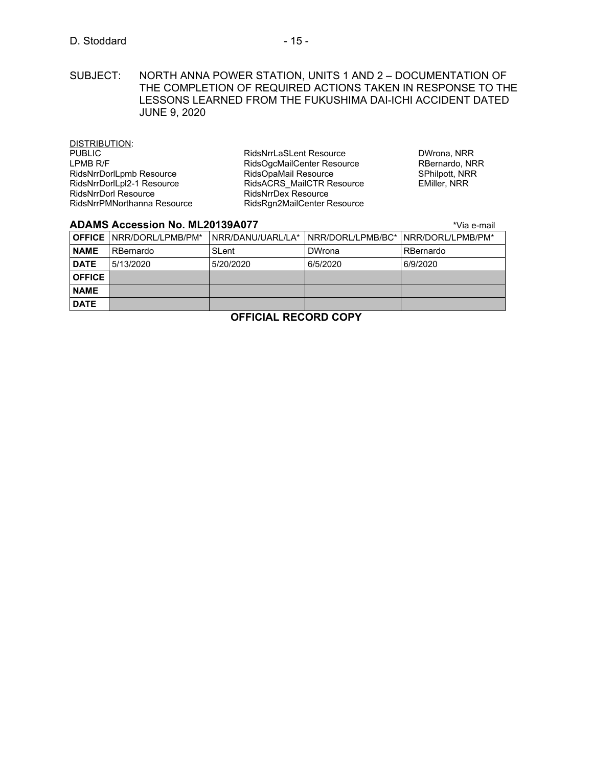SUBJECT: NORTH ANNA POWER STATION, UNITS 1 AND 2 – DOCUMENTATION OF THE COMPLETION OF REQUIRED ACTIONS TAKEN IN RESPONSE TO THE LESSONS LEARNED FROM THE FUKUSHIMA DAI-ICHI ACCIDENT DATED JUNE 9, 2020

DISTRIBUTION:

PUBLIC
LPMB R/F
RidsNrrDorlLpmb Resource
RidsNrrDorlLpl2-1 Resource
RidsNrrDorl Resource
RidsNrrPMNorthanna Resource
RidsNrrLaSLent Resource
RidsOgcMailCenter Resource
RidsOpaMail Resource
RidsACRS_MailCTR Resource
RidsNrrDex Resource
RidsRgn2MailCenter Resource
DWrona, NRR
RBernardo, NRR
SPhilpott, NRR
EMiller, NRR

**ADAMS Accession No. ML20139A077** *Via e-mail

| **OFFICE** | NRR/DORL/LPMB/PM* | NRR/DANU/UARL/LA* | NRR/DORL/LPMB/BC* | NRR/DORL/LPMB/PM* |
|---|---|---|---|---|
| **NAME** | RBernardo | SLent | DWrona | RBernardo |
| **DATE** | 5/13/2020 | 5/20/2020 | 6/5/2020 | 6/9/2020 |
| **OFFICE** | | | | |
| **NAME** | | | | |
| **DATE** | | | | |

**OFFICIAL RECORD COPY**